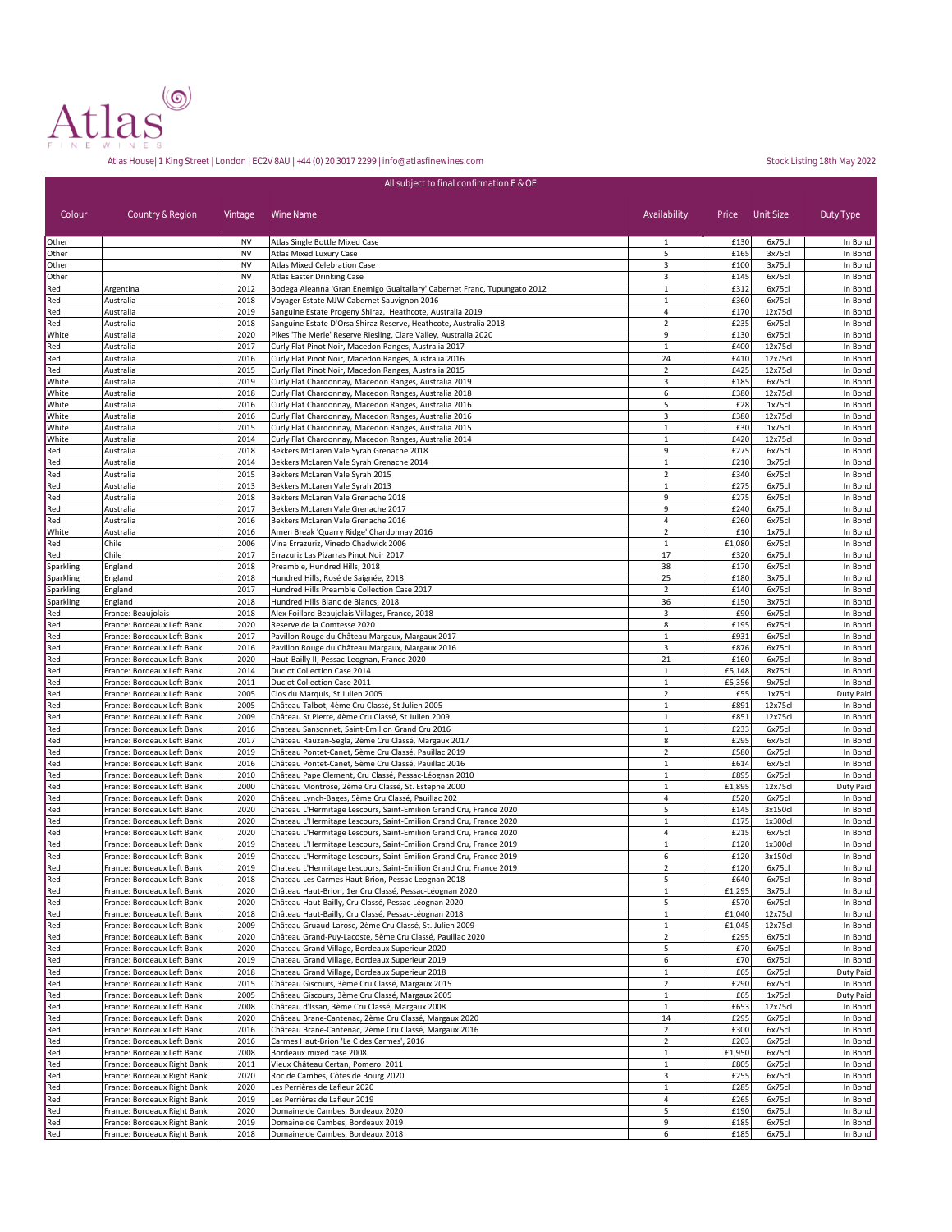# Atlas FINE WINES

Atlas House| 1 King Street | London | EC2V 8AU | +44 (0) 20 3017 2299 | info@atlasfinewines.com

Stock Listing 18th May 2022

All subject to final confirmation E & OE

| Colour | Country & Region | Vintage | Wine Name | Availability | Price | Unit Size | Duty Type |
|---|---|---|---|---|---|---|---|
| Other | | NV | Atlas Single Bottle Mixed Case | 1 | £130 | 6x75cl | In Bond |
| Other | | NV | Atlas Mixed Luxury Case | 5 | £165 | 3x75cl | In Bond |
| Other | | NV | Atlas Mixed Celebration Case | 3 | £100 | 3x75cl | In Bond |
| Other | | NV | Atlas Easter Drinking Case | 3 | £145 | 6x75cl | In Bond |
| Red | Argentina | 2012 | Bodega Aleanna 'Gran Enemigo Gualtallary' Cabernet Franc, Tupungato 2012 | 1 | £312 | 6x75cl | In Bond |
| Red | Australia | 2018 | Voyager Estate MJW Cabernet Sauvignon 2016 | 1 | £360 | 6x75cl | In Bond |
| Red | Australia | 2019 | Sanguine Estate Progeny Shiraz, Heathcote, Australia 2019 | 4 | £170 | 12x75cl | In Bond |
| Red | Australia | 2018 | Sanguine Estate D'Orsa Shiraz Reserve, Heathcote, Australia 2018 | 2 | £235 | 6x75cl | In Bond |
| White | Australia | 2020 | Pikes 'The Merle' Reserve Riesling, Clare Valley, Australia 2020 | 9 | £130 | 6x75cl | In Bond |
| Red | Australia | 2017 | Curly Flat Pinot Noir, Macedon Ranges, Australia 2017 | 1 | £400 | 12x75cl | In Bond |
| Red | Australia | 2016 | Curly Flat Pinot Noir, Macedon Ranges, Australia 2016 | 24 | £410 | 12x75cl | In Bond |
| Red | Australia | 2015 | Curly Flat Pinot Noir, Macedon Ranges, Australia 2015 | 2 | £425 | 12x75cl | In Bond |
| White | Australia | 2019 | Curly Flat Chardonnay, Macedon Ranges, Australia 2019 | 3 | £185 | 6x75cl | In Bond |
| White | Australia | 2018 | Curly Flat Chardonnay, Macedon Ranges, Australia 2018 | 6 | £380 | 12x75cl | In Bond |
| White | Australia | 2016 | Curly Flat Chardonnay, Macedon Ranges, Australia 2016 | 5 | £28 | 1x75cl | In Bond |
| White | Australia | 2016 | Curly Flat Chardonnay, Macedon Ranges, Australia 2016 | 3 | £380 | 12x75cl | In Bond |
| White | Australia | 2015 | Curly Flat Chardonnay, Macedon Ranges, Australia 2015 | 1 | £30 | 1x75cl | In Bond |
| White | Australia | 2014 | Curly Flat Chardonnay, Macedon Ranges, Australia 2014 | 1 | £420 | 12x75cl | In Bond |
| Red | Australia | 2018 | Bekkers McLaren Vale Syrah Grenache 2018 | 9 | £275 | 6x75cl | In Bond |
| Red | Australia | 2014 | Bekkers McLaren Vale Syrah Grenache 2014 | 1 | £210 | 3x75cl | In Bond |
| Red | Australia | 2015 | Bekkers McLaren Vale Syrah 2015 | 2 | £340 | 6x75cl | In Bond |
| Red | Australia | 2013 | Bekkers McLaren Vale Syrah 2013 | 1 | £275 | 6x75cl | In Bond |
| Red | Australia | 2018 | Bekkers McLaren Vale Grenache 2018 | 9 | £275 | 6x75cl | In Bond |
| Red | Australia | 2017 | Bekkers McLaren Vale Grenache 2017 | 9 | £240 | 6x75cl | In Bond |
| Red | Australia | 2016 | Bekkers McLaren Vale Grenache 2016 | 4 | £260 | 6x75cl | In Bond |
| White | Australia | 2016 | Amen Break 'Quarry Ridge' Chardonnay 2016 | 2 | £10 | 1x75cl | In Bond |
| Red | Chile | 2006 | Vina Errazuriz, Vinedo Chadwick 2006 | 1 | £1,080 | 6x75cl | In Bond |
| Red | Chile | 2017 | Errazuriz Las Pizarras Pinot Noir 2017 | 17 | £320 | 6x75cl | In Bond |
| Sparkling | England | 2018 | Preamble, Hundred Hills, 2018 | 38 | £170 | 6x75cl | In Bond |
| Sparkling | England | 2018 | Hundred Hills, Rosé de Saignée, 2018 | 25 | £180 | 3x75cl | In Bond |
| Sparkling | England | 2017 | Hundred Hills Preamble Collection Case 2017 | 2 | £140 | 6x75cl | In Bond |
| Sparkling | England | 2018 | Hundred Hills Blanc de Blancs, 2018 | 36 | £150 | 3x75cl | In Bond |
| Red | France: Beaujolais | 2018 | Alex Foillard Beaujolais Villages, France, 2018 | 3 | £90 | 6x75cl | In Bond |
| Red | France: Bordeaux Left Bank | 2020 | Reserve de la Comtesse 2020 | 8 | £195 | 6x75cl | In Bond |
| Red | France: Bordeaux Left Bank | 2017 | Pavillon Rouge du Château Margaux, Margaux 2017 | 1 | £931 | 6x75cl | In Bond |
| Red | France: Bordeaux Left Bank | 2016 | Pavillon Rouge du Château Margaux, Margaux 2016 | 3 | £876 | 6x75cl | In Bond |
| Red | France: Bordeaux Left Bank | 2020 | Haut-Bailly II, Pessac-Leognan, France 2020 | 21 | £160 | 6x75cl | In Bond |
| Red | France: Bordeaux Left Bank | 2014 | Duclot Collection Case 2014 | 1 | £5,148 | 8x75cl | In Bond |
| Red | France: Bordeaux Left Bank | 2011 | Duclot Collection Case 2011 | 1 | £5,356 | 9x75cl | In Bond |
| Red | France: Bordeaux Left Bank | 2005 | Clos du Marquis, St Julien 2005 | 2 | £55 | 1x75cl | Duty Paid |
| Red | France: Bordeaux Left Bank | 2005 | Château Talbot, 4ème Cru Classé, St Julien 2005 | 1 | £891 | 12x75cl | In Bond |
| Red | France: Bordeaux Left Bank | 2009 | Château St Pierre, 4ème Cru Classé, St Julien 2009 | 1 | £851 | 12x75cl | In Bond |
| Red | France: Bordeaux Left Bank | 2016 | Chateau Sansonnet, Saint-Emilion Grand Cru 2016 | 1 | £233 | 6x75cl | In Bond |
| Red | France: Bordeaux Left Bank | 2017 | Château Rauzan-Segla, 2ème Cru Classé, Margaux 2017 | 8 | £295 | 6x75cl | In Bond |
| Red | France: Bordeaux Left Bank | 2019 | Château Pontet-Canet, 5ème Cru Classé, Pauillac 2019 | 2 | £580 | 6x75cl | In Bond |
| Red | France: Bordeaux Left Bank | 2016 | Château Pontet-Canet, 5ème Cru Classé, Pauillac 2016 | 1 | £614 | 6x75cl | In Bond |
| Red | France: Bordeaux Left Bank | 2010 | Château Pape Clement, Cru Classé, Pessac-Léognan 2010 | 1 | £895 | 6x75cl | In Bond |
| Red | France: Bordeaux Left Bank | 2000 | Château Montrose, 2ème Cru Classé, St. Estephe 2000 | 1 | £1,895 | 12x75cl | Duty Paid |
| Red | France: Bordeaux Left Bank | 2020 | Château Lynch-Bages, 5ème Cru Classé, Pauillac 202 | 4 | £520 | 6x75cl | In Bond |
| Red | France: Bordeaux Left Bank | 2020 | Chateau L'Hermitage Lescours, Saint-Emilion Grand Cru, France 2020 | 5 | £145 | 3x150cl | In Bond |
| Red | France: Bordeaux Left Bank | 2020 | Chateau L'Hermitage Lescours, Saint-Emilion Grand Cru, France 2020 | 1 | £175 | 1x300cl | In Bond |
| Red | France: Bordeaux Left Bank | 2020 | Chateau L'Hermitage Lescours, Saint-Emilion Grand Cru, France 2020 | 4 | £215 | 6x75cl | In Bond |
| Red | France: Bordeaux Left Bank | 2019 | Chateau L'Hermitage Lescours, Saint-Emilion Grand Cru, France 2019 | 1 | £120 | 1x300cl | In Bond |
| Red | France: Bordeaux Left Bank | 2019 | Chateau L'Hermitage Lescours, Saint-Emilion Grand Cru, France 2019 | 6 | £120 | 3x150cl | In Bond |
| Red | France: Bordeaux Left Bank | 2019 | Chateau L'Hermitage Lescours, Saint-Emilion Grand Cru, France 2019 | 2 | £120 | 6x75cl | In Bond |
| Red | France: Bordeaux Left Bank | 2018 | Chateau Les Carmes Haut-Brion, Pessac-Leognan 2018 | 5 | £640 | 6x75cl | In Bond |
| Red | France: Bordeaux Left Bank | 2020 | Château Haut-Brion, 1er Cru Classé, Pessac-Léognan 2020 | 1 | £1,295 | 3x75cl | In Bond |
| Red | France: Bordeaux Left Bank | 2020 | Château Haut-Bailly, Cru Classé, Pessac-Léognan 2020 | 5 | £570 | 6x75cl | In Bond |
| Red | France: Bordeaux Left Bank | 2018 | Château Haut-Bailly, Cru Classé, Pessac-Léognan 2018 | 1 | £1,040 | 12x75cl | In Bond |
| Red | France: Bordeaux Left Bank | 2009 | Château Gruaud-Larose, 2ème Cru Classé, St. Julien 2009 | 1 | £1,045 | 12x75cl | In Bond |
| Red | France: Bordeaux Left Bank | 2020 | Château Grand-Puy-Lacoste, 5ème Cru Classé, Pauillac 2020 | 2 | £295 | 6x75cl | In Bond |
| Red | France: Bordeaux Left Bank | 2020 | Chateau Grand Village, Bordeaux Superieur 2020 | 5 | £70 | 6x75cl | In Bond |
| Red | France: Bordeaux Left Bank | 2019 | Chateau Grand Village, Bordeaux Superieur 2019 | 6 | £70 | 6x75cl | In Bond |
| Red | France: Bordeaux Left Bank | 2018 | Chateau Grand Village, Bordeaux Superieur 2018 | 1 | £65 | 6x75cl | Duty Paid |
| Red | France: Bordeaux Left Bank | 2015 | Château Giscours, 3ème Cru Classé, Margaux 2015 | 2 | £290 | 6x75cl | In Bond |
| Red | France: Bordeaux Left Bank | 2005 | Château Giscours, 3ème Cru Classé, Margaux 2005 | 1 | £65 | 1x75cl | Duty Paid |
| Red | France: Bordeaux Left Bank | 2008 | Château d'Issan, 3ème Cru Classé, Margaux 2008 | 1 | £653 | 12x75cl | In Bond |
| Red | France: Bordeaux Left Bank | 2020 | Château Brane-Cantenac, 2ème Cru Classé, Margaux 2020 | 14 | £295 | 6x75cl | In Bond |
| Red | France: Bordeaux Left Bank | 2016 | Château Brane-Cantenac, 2ème Cru Classé, Margaux 2016 | 2 | £300 | 6x75cl | In Bond |
| Red | France: Bordeaux Left Bank | 2016 | Carmes Haut-Brion 'Le C des Carmes', 2016 | 2 | £203 | 6x75cl | In Bond |
| Red | France: Bordeaux Left Bank | 2008 | Bordeaux mixed case 2008 | 1 | £1,950 | 6x75cl | In Bond |
| Red | France: Bordeaux Right Bank | 2011 | Vieux Château Certan, Pomerol 2011 | 1 | £805 | 6x75cl | In Bond |
| Red | France: Bordeaux Right Bank | 2020 | Roc de Cambes, Côtes de Bourg 2020 | 3 | £255 | 6x75cl | In Bond |
| Red | France: Bordeaux Right Bank | 2020 | Les Perrières de Lafleur 2020 | 1 | £285 | 6x75cl | In Bond |
| Red | France: Bordeaux Right Bank | 2019 | Les Perrières de Lafleur 2019 | 4 | £265 | 6x75cl | In Bond |
| Red | France: Bordeaux Right Bank | 2020 | Domaine de Cambes, Bordeaux 2020 | 5 | £190 | 6x75cl | In Bond |
| Red | France: Bordeaux Right Bank | 2019 | Domaine de Cambes, Bordeaux 2019 | 9 | £185 | 6x75cl | In Bond |
| Red | France: Bordeaux Right Bank | 2018 | Domaine de Cambes, Bordeaux 2018 | 6 | £185 | 6x75cl | In Bond |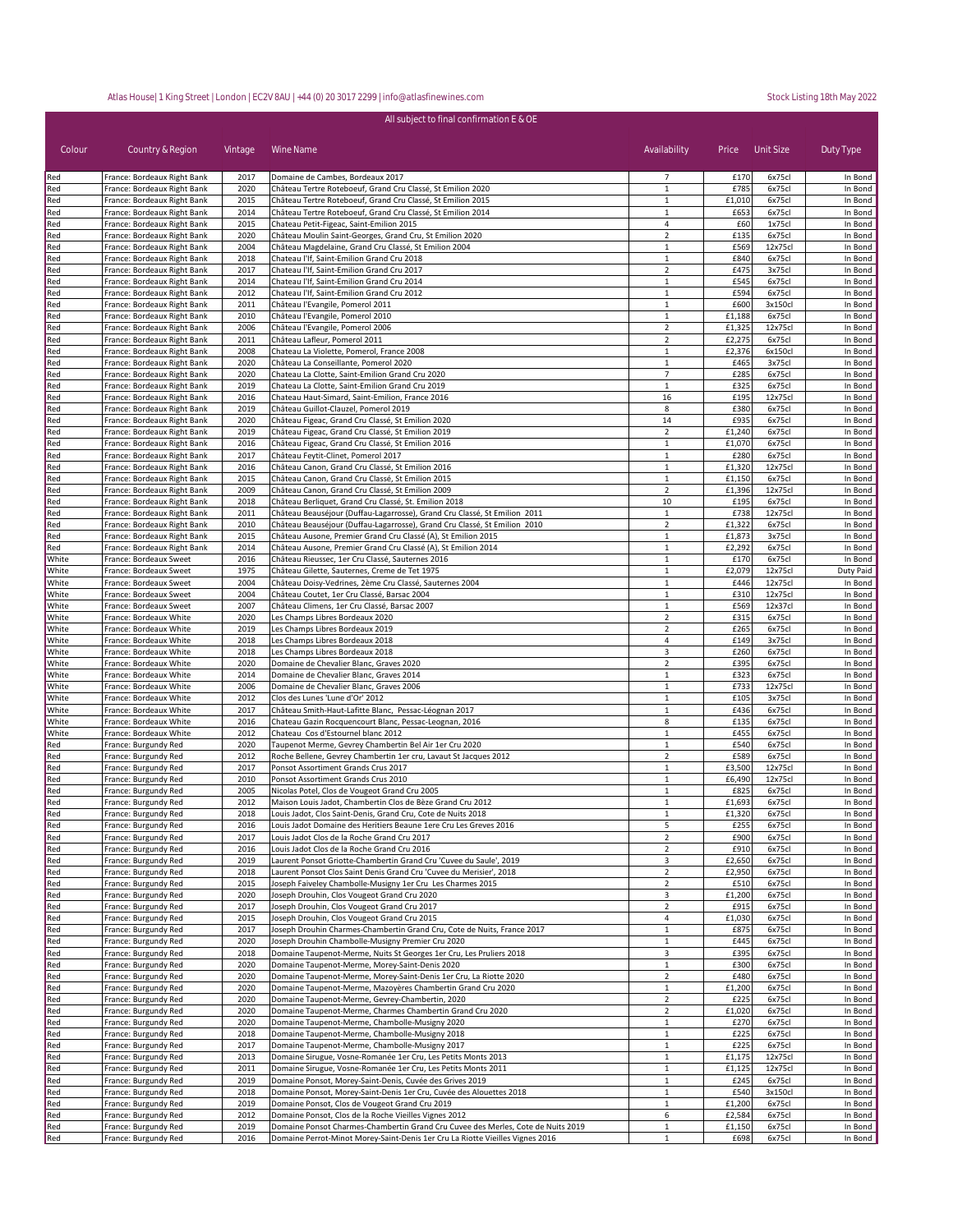All subject to final confirmation E & OE

| Colour | Country & Region | Vintage | Wine Name | Availability | Price | Unit Size | Duty Type |
|---|---|---|---|---|---|---|---|
| Red | France: Bordeaux Right Bank | 2017 | Domaine de Cambes, Bordeaux 2017 | 7 | £170 | 6x75cl | In Bond |
| Red | France: Bordeaux Right Bank | 2020 | Château Tertre Roteboeuf, Grand Cru Classé, St Emilion 2020 | 1 | £785 | 6x75cl | In Bond |
| Red | France: Bordeaux Right Bank | 2015 | Château Tertre Roteboeuf, Grand Cru Classé, St Emilion 2015 | 1 | £1,010 | 6x75cl | In Bond |
| Red | France: Bordeaux Right Bank | 2014 | Château Tertre Roteboeuf, Grand Cru Classé, St Emilion 2014 | 1 | £653 | 6x75cl | In Bond |
| Red | France: Bordeaux Right Bank | 2015 | Chateau Petit-Figeac, Saint-Emilion 2015 | 4 | £60 | 1x75cl | In Bond |
| Red | France: Bordeaux Right Bank | 2020 | Château Moulin Saint-Georges, Grand Cru Classé, St Emilion 2020 | 2 | £135 | 6x75cl | In Bond |
| Red | France: Bordeaux Right Bank | 2004 | Château Magdelaine, Grand Cru Classé, St Emilion 2004 | 1 | £569 | 12x75cl | In Bond |
| Red | France: Bordeaux Right Bank | 2018 | Chateau l'If, Saint-Emilion Grand Cru 2018 | 1 | £840 | 6x75cl | In Bond |
| Red | France: Bordeaux Right Bank | 2017 | Chateau l'If, Saint-Emilion Grand Cru 2017 | 2 | £475 | 3x75cl | In Bond |
| Red | France: Bordeaux Right Bank | 2014 | Chateau l'If, Saint-Emilion Grand Cru 2014 | 1 | £545 | 6x75cl | In Bond |
| Red | France: Bordeaux Right Bank | 2012 | Chateau l'If, Saint-Emilion Grand Cru 2012 | 1 | £594 | 6x75cl | In Bond |
| Red | France: Bordeaux Right Bank | 2011 | Château l'Evangile, Pomerol 2011 | 1 | £600 | 3x150cl | In Bond |
| Red | France: Bordeaux Right Bank | 2010 | Château l'Evangile, Pomerol 2010 | 1 | £1,188 | 6x75cl | In Bond |
| Red | France: Bordeaux Right Bank | 2006 | Château l'Evangile, Pomerol 2006 | 2 | £1,325 | 12x75cl | In Bond |
| Red | France: Bordeaux Right Bank | 2011 | Château Lafleur, Pomerol 2011 | 2 | £2,275 | 6x75cl | In Bond |
| Red | France: Bordeaux Right Bank | 2008 | Chateau La Violette, Pomerol, France 2008 | 1 | £2,376 | 6x150cl | In Bond |
| Red | France: Bordeaux Right Bank | 2020 | Château La Conseillante, Pomerol 2020 | 1 | £465 | 3x75cl | In Bond |
| Red | France: Bordeaux Right Bank | 2020 | Chateau La Clotte, Saint-Emilion Grand Cru 2020 | 7 | £285 | 6x75cl | In Bond |
| Red | France: Bordeaux Right Bank | 2019 | Chateau La Clotte, Saint-Emilion Grand Cru 2019 | 1 | £325 | 6x75cl | In Bond |
| Red | France: Bordeaux Right Bank | 2016 | Chateau Haut-Simard, Saint-Emilion, France 2016 | 16 | £195 | 12x75cl | In Bond |
| Red | France: Bordeaux Right Bank | 2019 | Château Guillot-Clauzel, Pomerol 2019 | 8 | £380 | 6x75cl | In Bond |
| Red | France: Bordeaux Right Bank | 2020 | Château Figeac, Grand Cru Classé, St Emilion 2020 | 14 | £935 | 6x75cl | In Bond |
| Red | France: Bordeaux Right Bank | 2019 | Château Figeac, Grand Cru Classé, St Emilion 2019 | 2 | £1,240 | 6x75cl | In Bond |
| Red | France: Bordeaux Right Bank | 2016 | Château Figeac, Grand Cru Classé, St Emilion 2016 | 1 | £1,070 | 6x75cl | In Bond |
| Red | France: Bordeaux Right Bank | 2017 | Château Feytit-Clinet, Pomerol 2017 | 1 | £280 | 6x75cl | In Bond |
| Red | France: Bordeaux Right Bank | 2016 | Château Canon, Grand Cru Classé, St Emilion 2016 | 1 | £1,320 | 12x75cl | In Bond |
| Red | France: Bordeaux Right Bank | 2015 | Château Canon, Grand Cru Classé, St Emilion 2015 | 1 | £1,150 | 6x75cl | In Bond |
| Red | France: Bordeaux Right Bank | 2009 | Château Canon, Grand Cru Classé, St Emilion 2009 | 2 | £1,396 | 12x75cl | In Bond |
| Red | France: Bordeaux Right Bank | 2018 | Château Berliquet, Grand Cru Classé, St. Emilion 2018 | 10 | £195 | 6x75cl | In Bond |
| Red | France: Bordeaux Right Bank | 2011 | Château Beauséjour (Duffau-Lagarrosse), Grand Cru Classé, St Emilion 2011 | 1 | £738 | 12x75cl | In Bond |
| Red | France: Bordeaux Right Bank | 2010 | Château Beauséjour (Duffau-Lagarrosse), Grand Cru Classé, St Emilion 2010 | 2 | £1,322 | 6x75cl | In Bond |
| Red | France: Bordeaux Right Bank | 2015 | Château Ausone, Premier Grand Cru Classé (A), St Emilion 2015 | 1 | £1,873 | 3x75cl | In Bond |
| Red | France: Bordeaux Right Bank | 2014 | Château Ausone, Premier Grand Cru Classé (A), St Emilion 2014 | 1 | £2,292 | 6x75cl | In Bond |
| White | France: Bordeaux Sweet | 2016 | Château Rieussec, 1er Cru Classé, Sauternes 2016 | 1 | £170 | 6x75cl | In Bond |
| White | France: Bordeaux Sweet | 1975 | Château Gilette, Sauternes, Creme de Tet 1975 | 1 | £2,079 | 12x75cl | Duty Paid |
| White | France: Bordeaux Sweet | 2004 | Château Doisy-Vedrines, 2ème Cru Classé, Sauternes 2004 | 1 | £446 | 12x75cl | In Bond |
| White | France: Bordeaux Sweet | 2004 | Château Coutet, 1er Cru Classé, Barsac 2004 | 1 | £310 | 12x75cl | In Bond |
| White | France: Bordeaux Sweet | 2007 | Château Climens, 1er Cru Classé, Barsac 2007 | 1 | £569 | 12x37cl | In Bond |
| White | France: Bordeaux White | 2020 | Les Champs Libres Bordeaux 2020 | 2 | £315 | 6x75cl | In Bond |
| White | France: Bordeaux White | 2019 | Les Champs Libres Bordeaux 2019 | 2 | £265 | 6x75cl | In Bond |
| White | France: Bordeaux White | 2018 | Les Champs Libres Bordeaux 2018 | 4 | £149 | 3x75cl | In Bond |
| White | France: Bordeaux White | 2018 | Les Champs Libres Bordeaux 2018 | 3 | £260 | 6x75cl | In Bond |
| White | France: Bordeaux White | 2020 | Domaine de Chevalier Blanc, Graves 2020 | 2 | £395 | 6x75cl | In Bond |
| White | France: Bordeaux White | 2014 | Domaine de Chevalier Blanc, Graves 2014 | 1 | £323 | 6x75cl | In Bond |
| White | France: Bordeaux White | 2006 | Domaine de Chevalier Blanc, Graves 2006 | 1 | £733 | 12x75cl | In Bond |
| White | France: Bordeaux White | 2012 | Clos des Lunes 'Lune d'Or' 2012 | 1 | £105 | 3x75cl | In Bond |
| White | France: Bordeaux White | 2017 | Château Smith-Haut-Lafitte Blanc, Pessac-Léognan 2017 | 1 | £436 | 6x75cl | In Bond |
| White | France: Bordeaux White | 2016 | Chateau Gazin Rocquencourt Blanc, Pessac-Leognan, 2016 | 8 | £135 | 6x75cl | In Bond |
| White | France: Bordeaux White | 2012 | Chateau Cos d'Estournel blanc 2012 | 1 | £455 | 6x75cl | In Bond |
| Red | France: Burgundy Red | 2020 | Taupenot Merme, Gevrey Chambertin Bel Air 1er Cru 2020 | 1 | £540 | 6x75cl | In Bond |
| Red | France: Burgundy Red | 2012 | Roche Bellene, Gevrey Chambertin 1er cru, Lavaut St Jacques 2012 | 2 | £589 | 6x75cl | In Bond |
| Red | France: Burgundy Red | 2017 | Ponsot Assortiment Grands Crus 2017 | 1 | £3,500 | 12x75cl | In Bond |
| Red | France: Burgundy Red | 2010 | Ponsot Assortiment Grands Crus 2010 | 1 | £6,490 | 12x75cl | In Bond |
| Red | France: Burgundy Red | 2005 | Nicolas Potel, Clos de Vougeot Grand Cru 2005 | 1 | £825 | 6x75cl | In Bond |
| Red | France: Burgundy Red | 2012 | Maison Louis Jadot, Chambertin Clos de Bèze Grand Cru 2012 | 1 | £1,693 | 6x75cl | In Bond |
| Red | France: Burgundy Red | 2018 | Louis Jadot, Clos Saint-Denis, Grand Cru, Cote de Nuits 2018 | 1 | £1,320 | 6x75cl | In Bond |
| Red | France: Burgundy Red | 2016 | Louis Jadot Domaine des Heritiers Beaune 1ere Cru Les Greves 2016 | 5 | £255 | 6x75cl | In Bond |
| Red | France: Burgundy Red | 2017 | Louis Jadot Clos de la Roche Grand Cru 2017 | 2 | £900 | 6x75cl | In Bond |
| Red | France: Burgundy Red | 2016 | Louis Jadot Clos de la Roche Grand Cru 2016 | 2 | £910 | 6x75cl | In Bond |
| Red | France: Burgundy Red | 2019 | Laurent Ponsot Griotte-Chambertin Grand Cru 'Cuvee du Saule', 2019 | 3 | £2,650 | 6x75cl | In Bond |
| Red | France: Burgundy Red | 2018 | Laurent Ponsot Clos Saint Denis Grand Cru 'Cuvee du Merisier', 2018 | 2 | £2,950 | 6x75cl | In Bond |
| Red | France: Burgundy Red | 2015 | Joseph Faiveley Chambolle-Musigny 1er Cru Les Charmes 2015 | 2 | £510 | 6x75cl | In Bond |
| Red | France: Burgundy Red | 2020 | Joseph Drouhin, Clos Vougeot Grand Cru 2020 | 3 | £1,200 | 6x75cl | In Bond |
| Red | France: Burgundy Red | 2017 | Joseph Drouhin, Clos Vougeot Grand Cru 2017 | 2 | £915 | 6x75cl | In Bond |
| Red | France: Burgundy Red | 2015 | Joseph Drouhin, Clos Vougeot Grand Cru 2015 | 4 | £1,030 | 6x75cl | In Bond |
| Red | France: Burgundy Red | 2017 | Joseph Drouhin Charmes-Chambertin Grand Cru, Cote de Nuits, France 2017 | 1 | £875 | 6x75cl | In Bond |
| Red | France: Burgundy Red | 2020 | Joseph Drouhin Chambolle-Musigny Premier Cru 2020 | 1 | £445 | 6x75cl | In Bond |
| Red | France: Burgundy Red | 2018 | Domaine Taupenot-Merme, Nuits St Georges 1er Cru, Les Pruliers 2018 | 3 | £395 | 6x75cl | In Bond |
| Red | France: Burgundy Red | 2020 | Domaine Taupenot-Merme, Morey-Saint-Denis 2020 | 1 | £300 | 6x75cl | In Bond |
| Red | France: Burgundy Red | 2020 | Domaine Taupenot-Merme, Morey-Saint-Denis 1er Cru, La Riotte 2020 | 2 | £480 | 6x75cl | In Bond |
| Red | France: Burgundy Red | 2020 | Domaine Taupenot-Merme, Mazoyères Chambertin Grand Cru 2020 | 1 | £1,200 | 6x75cl | In Bond |
| Red | France: Burgundy Red | 2020 | Domaine Taupenot-Merme, Gevrey-Chambertin, 2020 | 2 | £225 | 6x75cl | In Bond |
| Red | France: Burgundy Red | 2020 | Domaine Taupenot-Merme, Charmes Chambertin Grand Cru 2020 | 2 | £1,020 | 6x75cl | In Bond |
| Red | France: Burgundy Red | 2020 | Domaine Taupenot-Merme, Chambolle-Musigny 2020 | 1 | £270 | 6x75cl | In Bond |
| Red | France: Burgundy Red | 2018 | Domaine Taupenot-Merme, Chambolle-Musigny 2018 | 1 | £225 | 6x75cl | In Bond |
| Red | France: Burgundy Red | 2017 | Domaine Taupenot-Merme, Chambolle-Musigny 2017 | 1 | £225 | 6x75cl | In Bond |
| Red | France: Burgundy Red | 2013 | Domaine Sirugue, Vosne-Romanée 1er Cru, Les Petits Monts 2013 | 1 | £1,175 | 12x75cl | In Bond |
| Red | France: Burgundy Red | 2011 | Domaine Sirugue, Vosne-Romanée 1er Cru, Les Petits Monts 2011 | 1 | £1,125 | 12x75cl | In Bond |
| Red | France: Burgundy Red | 2019 | Domaine Ponsot, Morey-Saint-Denis, Cuvée des Grives 2019 | 1 | £245 | 6x75cl | In Bond |
| Red | France: Burgundy Red | 2018 | Domaine Ponsot, Morey-Saint-Denis 1er Cru, Cuvée des Alouettes 2018 | 1 | £540 | 3x150cl | In Bond |
| Red | France: Burgundy Red | 2019 | Domaine Ponsot, Clos de Vougeot Grand Cru 2019 | 1 | £1,200 | 6x75cl | In Bond |
| Red | France: Burgundy Red | 2012 | Domaine Ponsot, Clos de la Roche Vieilles Vignes 2012 | 6 | £2,584 | 6x75cl | In Bond |
| Red | France: Burgundy Red | 2019 | Domaine Ponsot Charmes-Chambertin Grand Cru Cuvee des Merles, Cote de Nuits 2019 | 1 | £1,150 | 6x75cl | In Bond |
| Red | France: Burgundy Red | 2016 | Domaine Perrot-Minot Morey-Saint-Denis 1er Cru La Riotte Vieilles Vignes 2016 | 1 | £698 | 6x75cl | In Bond |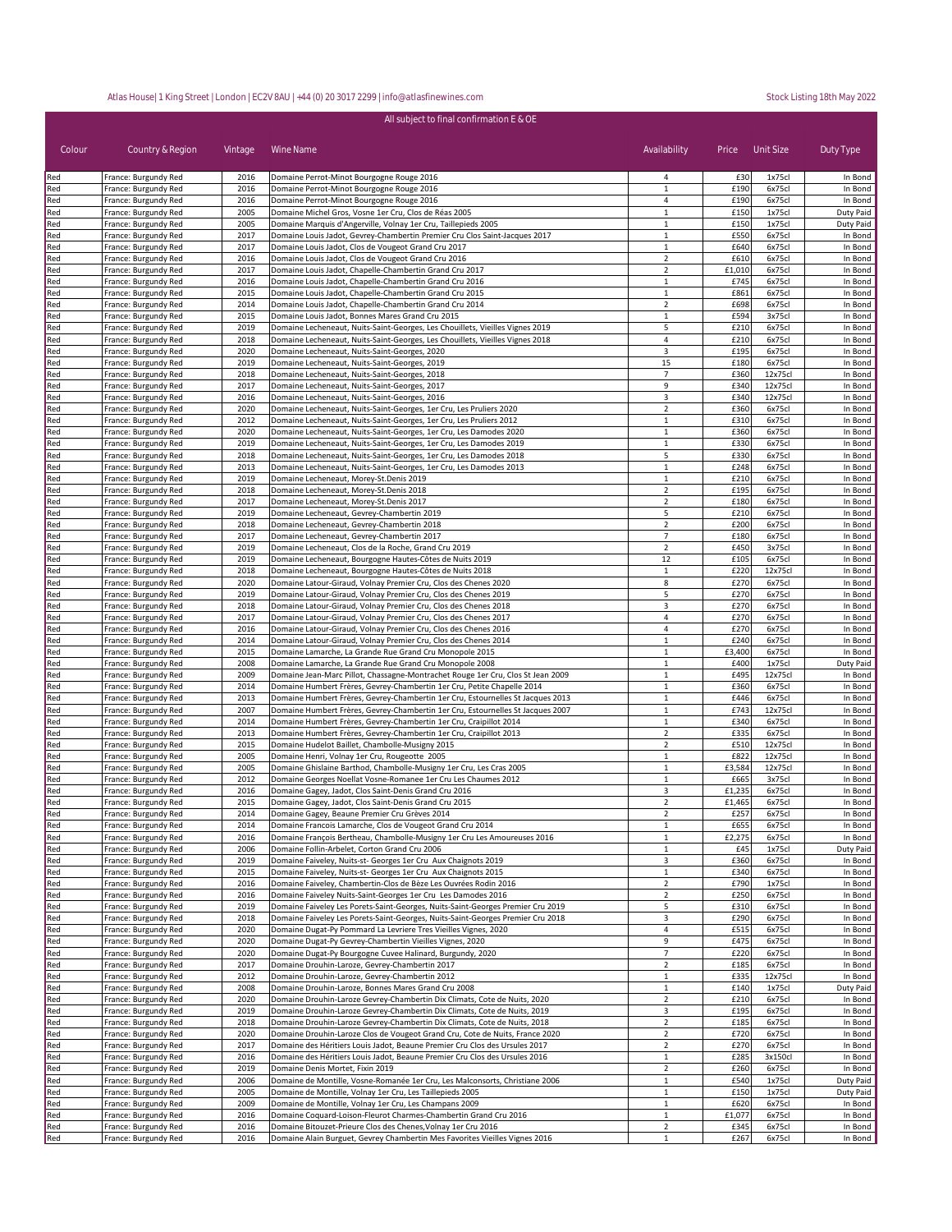| Colour | Country & Region | Vintage | Wine Name | Availability | Price | Unit Size | Duty Type |
|---|---|---|---|---|---|---|---|
| Red | France: Burgundy Red | 2016 | Domaine Perrot-Minot Bourgogne Rouge 2016 | 4 | £30 | 1x75cl | In Bond |
| Red | France: Burgundy Red | 2016 | Domaine Perrot-Minot Bourgogne Rouge 2016 | 1 | £190 | 6x75cl | In Bond |
| Red | France: Burgundy Red | 2016 | Domaine Perrot-Minot Bourgogne Rouge 2016 | 4 | £190 | 6x75cl | In Bond |
| Red | France: Burgundy Red | 2005 | Domaine Michel Gros, Vosne 1er Cru, Clos de Réas 2005 | 1 | £150 | 1x75cl | Duty Paid |
| Red | France: Burgundy Red | 2005 | Domaine Marquis d'Angerville, Volnay 1er Cru, Taillepieds 2005 | 1 | £150 | 1x75cl | Duty Paid |
| Red | France: Burgundy Red | 2017 | Domaine Louis Jadot, Gevrey-Chambertin Premier Cru Clos Saint-Jacques 2017 | 1 | £550 | 6x75cl | In Bond |
| Red | France: Burgundy Red | 2017 | Domaine Louis Jadot, Clos de Vougeot Grand Cru 2017 | 1 | £640 | 6x75cl | In Bond |
| Red | France: Burgundy Red | 2016 | Domaine Louis Jadot, Clos de Vougeot Grand Cru 2016 | 2 | £610 | 6x75cl | In Bond |
| Red | France: Burgundy Red | 2017 | Domaine Louis Jadot, Chapelle-Chambertin Grand Cru 2017 | 2 | £1,010 | 6x75cl | In Bond |
| Red | France: Burgundy Red | 2016 | Domaine Louis Jadot, Chapelle-Chambertin Grand Cru 2016 | 1 | £745 | 6x75cl | In Bond |
| Red | France: Burgundy Red | 2015 | Domaine Louis Jadot, Chapelle-Chambertin Grand Cru 2015 | 1 | £861 | 6x75cl | In Bond |
| Red | France: Burgundy Red | 2014 | Domaine Louis Jadot, Chapelle-Chambertin Grand Cru 2014 | 2 | £698 | 6x75cl | In Bond |
| Red | France: Burgundy Red | 2015 | Domaine Louis Jadot, Bonnes Mares Grand Cru 2015 | 1 | £594 | 3x75cl | In Bond |
| Red | France: Burgundy Red | 2019 | Domaine Lecheneaut, Nuits-Saint-Georges, Les Chouillets, Vieilles Vignes 2019 | 5 | £210 | 6x75cl | In Bond |
| Red | France: Burgundy Red | 2018 | Domaine Lecheneaut, Nuits-Saint-Georges, Les Chouillets, Vieilles Vignes 2018 | 4 | £210 | 6x75cl | In Bond |
| Red | France: Burgundy Red | 2020 | Domaine Lecheneaut, Nuits-Saint-Georges, 2020 | 3 | £195 | 6x75cl | In Bond |
| Red | France: Burgundy Red | 2019 | Domaine Lecheneaut, Nuits-Saint-Georges, 2019 | 15 | £180 | 6x75cl | In Bond |
| Red | France: Burgundy Red | 2018 | Domaine Lecheneaut, Nuits-Saint-Georges, 2018 | 7 | £360 | 12x75cl | In Bond |
| Red | France: Burgundy Red | 2017 | Domaine Lecheneaut, Nuits-Saint-Georges, 2017 | 9 | £340 | 12x75cl | In Bond |
| Red | France: Burgundy Red | 2016 | Domaine Lecheneaut, Nuits-Saint-Georges, 2016 | 3 | £340 | 12x75cl | In Bond |
| Red | France: Burgundy Red | 2020 | Domaine Lecheneaut, Nuits-Saint-Georges, 1er Cru, Les Pruliers 2020 | 2 | £360 | 6x75cl | In Bond |
| Red | France: Burgundy Red | 2012 | Domaine Lecheneaut, Nuits-Saint-Georges, 1er Cru, Les Pruliers 2012 | 1 | £310 | 6x75cl | In Bond |
| Red | France: Burgundy Red | 2020 | Domaine Lecheneaut, Nuits-Saint-Georges, 1er Cru, Les Damodes 2020 | 1 | £360 | 6x75cl | In Bond |
| Red | France: Burgundy Red | 2019 | Domaine Lecheneaut, Nuits-Saint-Georges, 1er Cru, Les Damodes 2019 | 1 | £330 | 6x75cl | In Bond |
| Red | France: Burgundy Red | 2018 | Domaine Lecheneaut, Nuits-Saint-Georges, 1er Cru, Les Damodes 2018 | 5 | £330 | 6x75cl | In Bond |
| Red | France: Burgundy Red | 2013 | Domaine Lecheneaut, Nuits-Saint-Georges, 1er Cru, Les Damodes 2013 | 1 | £248 | 6x75cl | In Bond |
| Red | France: Burgundy Red | 2019 | Domaine Lecheneaut, Morey-St.Denis 2019 | 1 | £210 | 6x75cl | In Bond |
| Red | France: Burgundy Red | 2018 | Domaine Lecheneaut, Morey-St.Denis 2018 | 2 | £195 | 6x75cl | In Bond |
| Red | France: Burgundy Red | 2017 | Domaine Lecheneaut, Morey-St.Denis 2017 | 2 | £180 | 6x75cl | In Bond |
| Red | France: Burgundy Red | 2019 | Domaine Lecheneaut, Gevrey-Chambertin 2019 | 5 | £210 | 6x75cl | In Bond |
| Red | France: Burgundy Red | 2018 | Domaine Lecheneaut, Gevrey-Chambertin 2018 | 2 | £200 | 6x75cl | In Bond |
| Red | France: Burgundy Red | 2017 | Domaine Lecheneaut, Gevrey-Chambertin 2017 | 7 | £180 | 6x75cl | In Bond |
| Red | France: Burgundy Red | 2019 | Domaine Lecheneaut, Clos de la Roche, Grand Cru 2019 | 2 | £450 | 3x75cl | In Bond |
| Red | France: Burgundy Red | 2019 | Domaine Lecheneaut, Bourgogne Hautes-Côtes de Nuits 2019 | 12 | £105 | 6x75cl | In Bond |
| Red | France: Burgundy Red | 2018 | Domaine Lecheneaut, Bourgogne Hautes-Côtes de Nuits 2018 | 1 | £220 | 12x75cl | In Bond |
| Red | France: Burgundy Red | 2020 | Domaine Latour-Giraud, Volnay Premier Cru, Clos des Chenes 2020 | 8 | £270 | 6x75cl | In Bond |
| Red | France: Burgundy Red | 2019 | Domaine Latour-Giraud, Volnay Premier Cru, Clos des Chenes 2019 | 5 | £270 | 6x75cl | In Bond |
| Red | France: Burgundy Red | 2018 | Domaine Latour-Giraud, Volnay Premier Cru, Clos des Chenes 2018 | 3 | £270 | 6x75cl | In Bond |
| Red | France: Burgundy Red | 2017 | Domaine Latour-Giraud, Volnay Premier Cru, Clos des Chenes 2017 | 4 | £270 | 6x75cl | In Bond |
| Red | France: Burgundy Red | 2016 | Domaine Latour-Giraud, Volnay Premier Cru, Clos des Chenes 2016 | 4 | £270 | 6x75cl | In Bond |
| Red | France: Burgundy Red | 2014 | Domaine Latour-Giraud, Volnay Premier Cru, Clos des Chenes 2014 | 1 | £240 | 6x75cl | In Bond |
| Red | France: Burgundy Red | 2015 | Domaine Lamarche, La Grande Rue Grand Cru Monopole 2015 | 1 | £3,400 | 6x75cl | In Bond |
| Red | France: Burgundy Red | 2008 | Domaine Lamarche, La Grande Rue Grand Cru Monopole 2008 | 1 | £400 | 1x75cl | Duty Paid |
| Red | France: Burgundy Red | 2009 | Domaine Jean-Marc Pillot, Chassagne-Montrachet Rouge 1er Cru, Clos St Jean 2009 | 1 | £495 | 12x75cl | In Bond |
| Red | France: Burgundy Red | 2014 | Domaine Humbert Frères, Gevrey-Chambertin 1er Cru, Petite Chapelle 2014 | 1 | £360 | 6x75cl | In Bond |
| Red | France: Burgundy Red | 2013 | Domaine Humbert Frères, Gevrey-Chambertin 1er Cru, Estournelles St Jacques 2013 | 1 | £446 | 6x75cl | In Bond |
| Red | France: Burgundy Red | 2007 | Domaine Humbert Frères, Gevrey-Chambertin 1er Cru, Estournelles St Jacques 2007 | 1 | £743 | 12x75cl | In Bond |
| Red | France: Burgundy Red | 2014 | Domaine Humbert Frères, Gevrey-Chambertin 1er Cru, Craipillot 2014 | 1 | £340 | 6x75cl | In Bond |
| Red | France: Burgundy Red | 2013 | Domaine Humbert Frères, Gevrey-Chambertin 1er Cru, Craipillot 2013 | 2 | £335 | 6x75cl | In Bond |
| Red | France: Burgundy Red | 2015 | Domaine Hudelot Baillet, Chambolle-Musigny 2015 | 2 | £510 | 12x75cl | In Bond |
| Red | France: Burgundy Red | 2005 | Domaine Henri, Volnay 1er Cru, Rougeotte 2005 | 1 | £822 | 12x75cl | In Bond |
| Red | France: Burgundy Red | 2005 | Domaine Ghislaine Barthod, Chambolle-Musigny 1er Cru, Les Cras 2005 | 1 | £3,584 | 12x75cl | In Bond |
| Red | France: Burgundy Red | 2012 | Domaine Georges Noellat Vosne-Romanee 1er Cru Les Chaumes 2012 | 1 | £665 | 3x75cl | In Bond |
| Red | France: Burgundy Red | 2016 | Domaine Gagey, Jadot, Clos Saint-Denis Grand Cru 2016 | 3 | £1,235 | 6x75cl | In Bond |
| Red | France: Burgundy Red | 2015 | Domaine Gagey, Jadot, Clos Saint-Denis Grand Cru 2015 | 2 | £1,465 | 6x75cl | In Bond |
| Red | France: Burgundy Red | 2014 | Domaine Gagey, Beaune Premier Cru Grèves 2014 | 2 | £257 | 6x75cl | In Bond |
| Red | France: Burgundy Red | 2014 | Domaine Francois Lamarche, Clos de Vougeot Grand Cru 2014 | 1 | £655 | 6x75cl | In Bond |
| Red | France: Burgundy Red | 2016 | Domaine François Bertheau, Chambolle-Musigny 1er Cru Les Amoureuses 2016 | 1 | £2,275 | 6x75cl | In Bond |
| Red | France: Burgundy Red | 2006 | Domaine Follin-Arbelet, Corton Grand Cru 2006 | 1 | £45 | 1x75cl | Duty Paid |
| Red | France: Burgundy Red | 2019 | Domaine Faiveley, Nuits-st- Georges 1er Cru Aux Chaignots 2019 | 3 | £360 | 6x75cl | In Bond |
| Red | France: Burgundy Red | 2015 | Domaine Faiveley, Nuits-st- Georges 1er Cru Aux Chaignots 2015 | 1 | £340 | 6x75cl | In Bond |
| Red | France: Burgundy Red | 2016 | Domaine Faiveley, Chambertin-Clos de Bèze Les Ouvrées Rodin 2016 | 2 | £790 | 1x75cl | In Bond |
| Red | France: Burgundy Red | 2016 | Domaine Faiveley Nuits-Saint-Georges 1er Cru Les Damodes 2016 | 2 | £250 | 6x75cl | In Bond |
| Red | France: Burgundy Red | 2019 | Domaine Faiveley Les Porets-Saint-Georges, Nuits-Saint-Georges Premier Cru 2019 | 5 | £310 | 6x75cl | In Bond |
| Red | France: Burgundy Red | 2018 | Domaine Faiveley Les Porets-Saint-Georges, Nuits-Saint-Georges Premier Cru 2018 | 3 | £290 | 6x75cl | In Bond |
| Red | France: Burgundy Red | 2020 | Domaine Dugat-Py Pommard La Levriere Tres Vieilles Vignes, 2020 | 4 | £515 | 6x75cl | In Bond |
| Red | France: Burgundy Red | 2020 | Domaine Dugat-Py Gevrey-Chambertin Vieilles Vignes, 2020 | 9 | £475 | 6x75cl | In Bond |
| Red | France: Burgundy Red | 2020 | Domaine Dugat-Py Bourgogne Cuvee Halinard, Burgundy, 2020 | 7 | £220 | 6x75cl | In Bond |
| Red | France: Burgundy Red | 2017 | Domaine Drouhin-Laroze, Gevrey-Chambertin 2017 | 2 | £185 | 6x75cl | In Bond |
| Red | France: Burgundy Red | 2012 | Domaine Drouhin-Laroze, Gevrey-Chambertin 2012 | 1 | £335 | 12x75cl | In Bond |
| Red | France: Burgundy Red | 2008 | Domaine Drouhin-Laroze, Bonnes Mares Grand Cru 2008 | 1 | £140 | 1x75cl | Duty Paid |
| Red | France: Burgundy Red | 2020 | Domaine Drouhin-Laroze Gevrey-Chambertin Dix Climats, Cote de Nuits, 2020 | 2 | £210 | 6x75cl | In Bond |
| Red | France: Burgundy Red | 2019 | Domaine Drouhin-Laroze Gevrey-Chambertin Dix Climats, Cote de Nuits, 2019 | 3 | £195 | 6x75cl | In Bond |
| Red | France: Burgundy Red | 2018 | Domaine Drouhin-Laroze Gevrey-Chambertin Dix Climats, Cote de Nuits, 2018 | 2 | £185 | 6x75cl | In Bond |
| Red | France: Burgundy Red | 2020 | Domaine Drouhin-Laroze Clos de Vougeot Grand Cru, Cote de Nuits, France 2020 | 2 | £720 | 6x75cl | In Bond |
| Red | France: Burgundy Red | 2017 | Domaine des Héritiers Louis Jadot, Beaune Premier Cru Clos des Ursules 2017 | 2 | £270 | 6x75cl | In Bond |
| Red | France: Burgundy Red | 2016 | Domaine des Héritiers Louis Jadot, Beaune Premier Cru Clos des Ursules 2016 | 1 | £285 | 3x150cl | In Bond |
| Red | France: Burgundy Red | 2019 | Domaine Denis Mortet, Fixin 2019 | 2 | £260 | 6x75cl | In Bond |
| Red | France: Burgundy Red | 2006 | Domaine de Montille, Vosne-Romanée 1er Cru, Les Malconsorts, Christiane 2006 | 1 | £540 | 1x75cl | Duty Paid |
| Red | France: Burgundy Red | 2005 | Domaine de Montille, Volnay 1er Cru, Les Taillepieds 2005 | 1 | £150 | 1x75cl | Duty Paid |
| Red | France: Burgundy Red | 2009 | Domaine de Montille, Volnay 1er Cru, Les Champans 2009 | 1 | £620 | 6x75cl | In Bond |
| Red | France: Burgundy Red | 2016 | Domaine Coquard-Loison-Fleurot Charmes-Chambertin Grand Cru 2016 | 1 | £1,077 | 6x75cl | In Bond |
| Red | France: Burgundy Red | 2016 | Domaine Bitouzet-Prieure Clos des Chenes,Volnay 1er Cru 2016 | 2 | £345 | 6x75cl | In Bond |
| Red | France: Burgundy Red | 2016 | Domaine Alain Burguet, Gevrey Chambertin Mes Favorites Vieilles Vignes 2016 | 1 | £267 | 6x75cl | In Bond |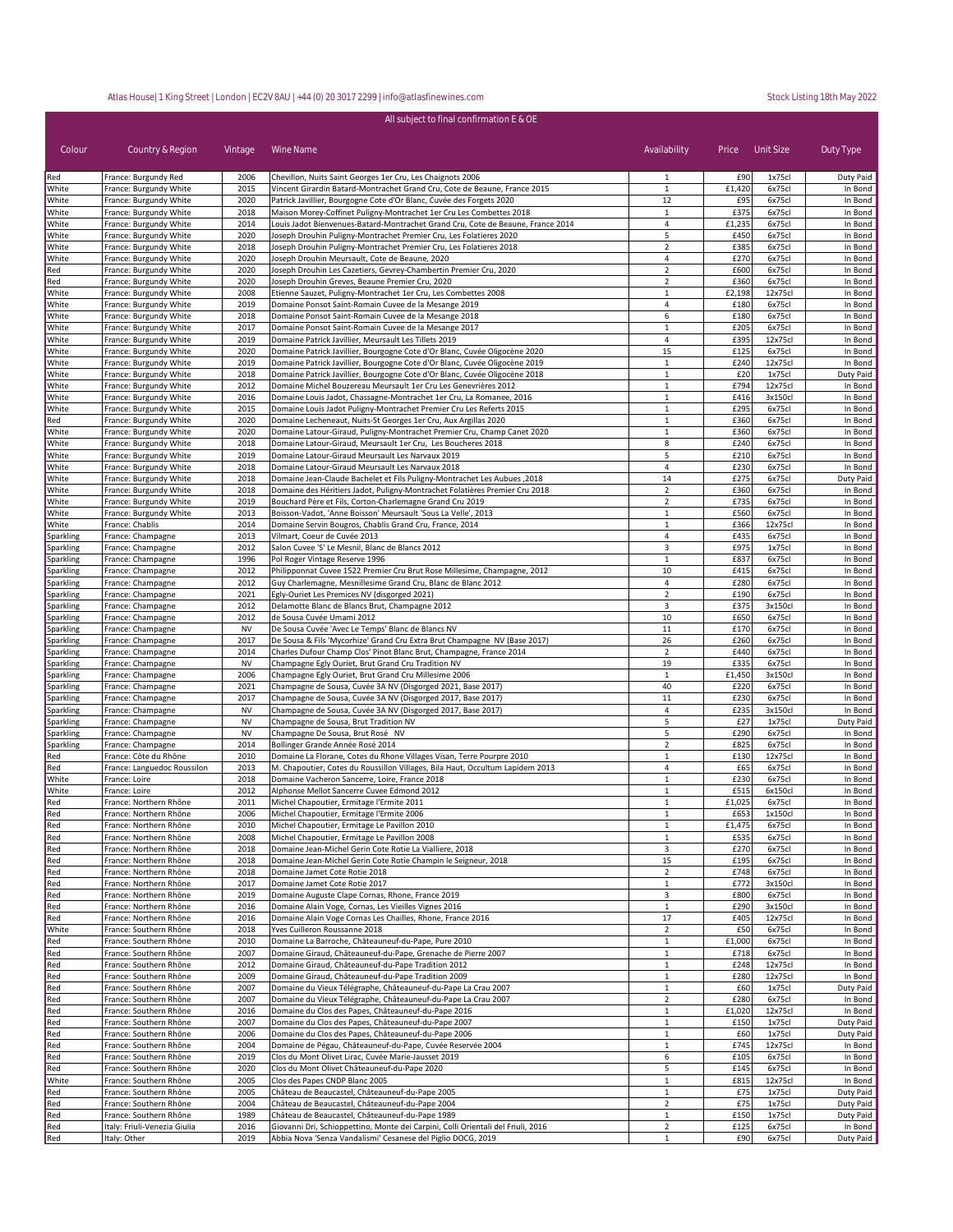Atlas House| 1 King Street | London | EC2V 8AU | +44 (0) 20 3017 2299 | info@atlasfinewines.com

Stock Listing 18th May 2022

All subject to final confirmation E & OE

| Colour | Country & Region | Vintage | Wine Name | Availability | Price | Unit Size | Duty Type |
|---|---|---|---|---|---|---|---|
| Red | France: Burgundy Red | 2006 | Chevillon, Nuits Saint Georges 1er Cru, Les Chaignots 2006 | 1 | £90 | 1x75cl | Duty Paid |
| White | France: Burgundy White | 2015 | Vincent Girardin Batard-Montrachet Grand Cru, Cote de Beaune, France 2015 | 1 | £1,420 | 6x75cl | In Bond |
| White | France: Burgundy White | 2020 | Patrick Javillier, Bourgogne Cote d'Or Blanc, Cuvée des Forgets 2020 | 12 | £95 | 6x75cl | In Bond |
| White | France: Burgundy White | 2018 | Maison Morey-Coffinet Puligny-Montrachet 1er Cru Les Combettes 2018 | 1 | £375 | 6x75cl | In Bond |
| White | France: Burgundy White | 2014 | Louis Jadot Bienvenues-Batard-Montrachet Grand Cru, Cote de Beaune, France 2014 | 4 | £1,235 | 6x75cl | In Bond |
| White | France: Burgundy White | 2020 | Joseph Drouhin Puligny-Montrachet Premier Cru, Les Folatieres 2020 | 5 | £450 | 6x75cl | In Bond |
| White | France: Burgundy White | 2018 | Joseph Drouhin Puligny-Montrachet Premier Cru, Les Folatieres 2018 | 2 | £385 | 6x75cl | In Bond |
| White | France: Burgundy White | 2020 | Joseph Drouhin Meursault, Cote de Beaune, 2020 | 4 | £270 | 6x75cl | In Bond |
| Red | France: Burgundy White | 2020 | Joseph Drouhin Les Cazetiers, Gevrey-Chambertin Premier Cru, 2020 | 2 | £600 | 6x75cl | In Bond |
| Red | France: Burgundy White | 2020 | Joseph Drouhin Greves, Beaune Premier Cru, 2020 | 2 | £360 | 6x75cl | In Bond |
| White | France: Burgundy White | 2008 | Etienne Sauzet, Puligny-Montrachet 1er Cru, Les Combettes 2008 | 1 | £2,198 | 12x75cl | In Bond |
| White | France: Burgundy White | 2019 | Domaine Ponsot Saint-Romain Cuvee de la Mesange 2019 | 4 | £180 | 6x75cl | In Bond |
| White | France: Burgundy White | 2018 | Domaine Ponsot Saint-Romain Cuvee de la Mesange 2018 | 6 | £180 | 6x75cl | In Bond |
| White | France: Burgundy White | 2017 | Domaine Ponsot Saint-Romain Cuvee de la Mesange 2017 | 1 | £205 | 6x75cl | In Bond |
| White | France: Burgundy White | 2019 | Domaine Patrick Javillier, Meursault Les Tillets 2019 | 4 | £395 | 12x75cl | In Bond |
| White | France: Burgundy White | 2020 | Domaine Patrick Javillier, Bourgogne Cote d'Or Blanc, Cuvée Oligocène 2020 | 15 | £125 | 6x75cl | In Bond |
| White | France: Burgundy White | 2019 | Domaine Patrick Javillier, Bourgogne Cote d'Or Blanc, Cuvée Oligocène 2019 | 1 | £240 | 12x75cl | In Bond |
| White | France: Burgundy White | 2018 | Domaine Patrick Javillier, Bourgogne Cote d'Or Blanc, Cuvée Oligocène 2018 | 1 | £20 | 1x75cl | Duty Paid |
| White | France: Burgundy White | 2012 | Domaine Michel Bouzereau Meursault 1er Cru Les Genevrières 2012 | 1 | £794 | 12x75cl | In Bond |
| White | France: Burgundy White | 2016 | Domaine Louis Jadot, Chassagne-Montrachet 1er Cru, La Romanee, 2016 | 1 | £416 | 3x150cl | In Bond |
| White | France: Burgundy White | 2015 | Domaine Louis Jadot Puligny-Montrachet Premier Cru Les Referts 2015 | 1 | £295 | 6x75cl | In Bond |
| Red | France: Burgundy White | 2020 | Domaine Lecheneaut, Nuits-St Georges 1er Cru, Aux Argillas 2020 | 1 | £360 | 6x75cl | In Bond |
| White | France: Burgundy White | 2020 | Domaine Latour-Giraud, Puligny-Montrachet Premier Cru, Champ Canet 2020 | 1 | £360 | 6x75cl | In Bond |
| White | France: Burgundy White | 2018 | Domaine Latour-Giraud, Meursault 1er Cru, Les Boucheres 2018 | 8 | £240 | 6x75cl | In Bond |
| White | France: Burgundy White | 2019 | Domaine Latour-Giraud Meursault Les Narvaux 2019 | 5 | £210 | 6x75cl | In Bond |
| White | France: Burgundy White | 2018 | Domaine Latour-Giraud Meursault Les Narvaux 2018 | 4 | £230 | 6x75cl | In Bond |
| White | France: Burgundy White | 2018 | Domaine Jean-Claude Bachelet et Fils Puligny-Montrachet Les Aubues ,2018 | 14 | £275 | 6x75cl | Duty Paid |
| White | France: Burgundy White | 2018 | Domaine des Héritiers Jadot, Puligny-Montrachet Folatières Premier Cru 2018 | 2 | £360 | 6x75cl | In Bond |
| White | France: Burgundy White | 2019 | Bouchard Père et Fils, Corton-Charlemagne Grand Cru 2019 | 2 | £735 | 6x75cl | In Bond |
| White | France: Burgundy White | 2013 | Boisson-Vadot, 'Anne Boisson' Meursault 'Sous La Velle', 2013 | 1 | £560 | 6x75cl | In Bond |
| White | France: Chablis | 2014 | Domaine Servin Bougros, Chablis Grand Cru, France, 2014 | 1 | £366 | 12x75cl | In Bond |
| Sparkling | France: Champagne | 2013 | Vilmart, Coeur de Cuvée 2013 | 4 | £435 | 6x75cl | In Bond |
| Sparkling | France: Champagne | 2012 | Salon Cuvee 'S' Le Mesnil, Blanc de Blancs 2012 | 3 | £975 | 1x75cl | In Bond |
| Sparkling | France: Champagne | 1996 | Pol Roger Vintage Reserve 1996 | 1 | £837 | 6x75cl | In Bond |
| Sparkling | France: Champagne | 2012 | Philipponnat Cuvee 1522 Premier Cru Brut Rose Millesime, Champagne, 2012 | 10 | £415 | 6x75cl | In Bond |
| Sparkling | France: Champagne | 2012 | Guy Charlemagne, Mesnillesime Grand Cru, Blanc de Blanc 2012 | 4 | £280 | 6x75cl | In Bond |
| Sparkling | France: Champagne | 2021 | Egly-Ouriet Les Premices NV (disgorged 2021) | 2 | £190 | 6x75cl | In Bond |
| Sparkling | France: Champagne | 2012 | Delamotte Blanc de Blancs Brut, Champagne 2012 | 3 | £375 | 3x150cl | In Bond |
| Sparkling | France: Champagne | 2012 | de Sousa Cuvée Umami 2012 | 10 | £650 | 6x75cl | In Bond |
| Sparkling | France: Champagne | NV | De Sousa Cuvée 'Avec Le Temps' Blanc de Blancs NV | 11 | £170 | 6x75cl | In Bond |
| Sparkling | France: Champagne | 2017 | De Sousa & Fils 'Mycorhize' Grand Cru Extra Brut Champagne NV (Base 2017) | 26 | £260 | 6x75cl | In Bond |
| Sparkling | France: Champagne | 2014 | Charles Dufour Champ Clos' Pinot Blanc Brut, Champagne, France 2014 | 2 | £440 | 6x75cl | In Bond |
| Sparkling | France: Champagne | NV | Champagne Egly Ouriet, Brut Grand Cru Tradition NV | 19 | £335 | 6x75cl | In Bond |
| Sparkling | France: Champagne | 2006 | Champagne Egly Ouriet, Brut Grand Cru Millesime 2006 | 1 | £1,450 | 3x150cl | In Bond |
| Sparkling | France: Champagne | 2021 | Champagne de Sousa, Cuvée 3A NV (Disgorged 2021, Base 2017) | 40 | £220 | 6x75cl | In Bond |
| Sparkling | France: Champagne | 2017 | Champagne de Sousa, Cuvée 3A NV (Disgorged 2017, Base 2017) | 11 | £230 | 6x75cl | In Bond |
| Sparkling | France: Champagne | NV | Champagne de Sousa, Cuvée 3A NV (Disgorged 2017, Base 2017) | 4 | £235 | 3x150cl | In Bond |
| Sparkling | France: Champagne | NV | Champagne de Sousa, Brut Tradition NV | 5 | £27 | 1x75cl | Duty Paid |
| Sparkling | France: Champagne | NV | Champagne De Sousa, Brut Rosé NV | 5 | £290 | 6x75cl | In Bond |
| Sparkling | France: Champagne | 2014 | Bollinger Grande Année Rosé 2014 | 2 | £825 | 6x75cl | In Bond |
| Red | France: Côte du Rhône | 2010 | Domaine La Florane, Cotes du Rhone Villages Visan, Terre Pourpre 2010 | 1 | £130 | 12x75cl | In Bond |
| Red | France: Languedoc Roussilon | 2013 | M. Chapoutier, Cotes du Roussillon Villages, Bila Haut, Occultum Lapidem 2013 | 4 | £65 | 6x75cl | In Bond |
| White | France: Loire | 2018 | Domaine Vacheron Sancerre, Loire, France 2018 | 1 | £230 | 6x75cl | In Bond |
| White | France: Loire | 2012 | Alphonse Mellot Sancerre Cuvee Edmond 2012 | 1 | £515 | 6x150cl | In Bond |
| Red | France: Northern Rhône | 2011 | Michel Chapoutier, Ermitage l'Ermite 2011 | 1 | £1,025 | 6x75cl | In Bond |
| Red | France: Northern Rhône | 2006 | Michel Chapoutier, Ermitage l'Ermite 2006 | 1 | £653 | 1x150cl | In Bond |
| Red | France: Northern Rhône | 2010 | Michel Chapoutier, Ermitage Le Pavillon 2010 | 1 | £1,475 | 6x75cl | In Bond |
| Red | France: Northern Rhône | 2008 | Michel Chapoutier, Ermitage Le Pavillon 2008 | 1 | £535 | 6x75cl | In Bond |
| Red | France: Northern Rhône | 2018 | Domaine Jean-Michel Gerin Cote Rotie La Vialliere, 2018 | 3 | £270 | 6x75cl | In Bond |
| Red | France: Northern Rhône | 2018 | Domaine Jean-Michel Gerin Cote Rotie Champin le Seigneur, 2018 | 15 | £195 | 6x75cl | In Bond |
| Red | France: Northern Rhône | 2018 | Domaine Jamet Cote Rotie 2018 | 2 | £748 | 6x75cl | In Bond |
| Red | France: Northern Rhône | 2017 | Domaine Jamet Cote Rotie 2017 | 1 | £772 | 3x150cl | In Bond |
| Red | France: Northern Rhône | 2019 | Domaine Auguste Clape Cornas, Rhone, France 2019 | 3 | £800 | 6x75cl | In Bond |
| Red | France: Northern Rhône | 2016 | Domaine Alain Voge, Cornas, Les Vieilles Vignes 2016 | 1 | £290 | 3x150cl | In Bond |
| Red | France: Northern Rhône | 2016 | Domaine Alain Voge Cornas Les Chailles, Rhone, France 2016 | 17 | £405 | 12x75cl | In Bond |
| White | France: Southern Rhône | 2018 | Yves Cuilleron Roussanne 2018 | 2 | £50 | 6x75cl | In Bond |
| Red | France: Southern Rhône | 2010 | Domaine La Barroche, Châteauneuf-du-Pape, Pure 2010 | 1 | £1,000 | 6x75cl | In Bond |
| Red | France: Southern Rhône | 2007 | Domaine Giraud, Châteauneuf-du-Pape, Grenache de Pierre 2007 | 1 | £718 | 6x75cl | In Bond |
| Red | France: Southern Rhône | 2012 | Domaine Giraud, Châteauneuf-du-Pape Tradition 2012 | 1 | £248 | 12x75cl | In Bond |
| Red | France: Southern Rhône | 2009 | Domaine Giraud, Châteauneuf-du-Pape Tradition 2009 | 1 | £280 | 12x75cl | In Bond |
| Red | France: Southern Rhône | 2007 | Domaine du Vieux Télégraphe, Châteauneuf-du-Pape La Crau 2007 | 1 | £60 | 1x75cl | Duty Paid |
| Red | France: Southern Rhône | 2007 | Domaine du Vieux Télégraphe, Châteauneuf-du-Pape La Crau 2007 | 2 | £280 | 6x75cl | In Bond |
| Red | France: Southern Rhône | 2016 | Domaine du Clos des Papes, Châteauneuf-du-Pape 2016 | 1 | £1,020 | 12x75cl | In Bond |
| Red | France: Southern Rhône | 2007 | Domaine du Clos des Papes, Châteauneuf-du-Pape 2007 | 1 | £150 | 1x75cl | Duty Paid |
| Red | France: Southern Rhône | 2006 | Domaine du Clos des Papes, Châteauneuf-du-Pape 2006 | 1 | £60 | 1x75cl | Duty Paid |
| Red | France: Southern Rhône | 2004 | Domaine de Pégau, Châteauneuf-du-Pape, Cuvée Reservée 2004 | 1 | £745 | 12x75cl | In Bond |
| Red | France: Southern Rhône | 2019 | Clos du Mont Olivet Lirac, Cuvée Marie-Jausset 2019 | 6 | £105 | 6x75cl | In Bond |
| Red | France: Southern Rhône | 2020 | Clos du Mont Olivet Châteauneuf-du-Pape 2020 | 5 | £145 | 6x75cl | In Bond |
| White | France: Southern Rhône | 2005 | Clos des Papes CNDP Blanc 2005 | 1 | £815 | 12x75cl | In Bond |
| Red | France: Southern Rhône | 2005 | Château de Beaucastel, Châteauneuf-du-Pape 2005 | 1 | £75 | 1x75cl | Duty Paid |
| Red | France: Southern Rhône | 2004 | Château de Beaucastel, Châteauneuf-du-Pape 2004 | 2 | £75 | 1x75cl | Duty Paid |
| Red | France: Southern Rhône | 1989 | Château de Beaucastel, Châteauneuf-du-Pape 1989 | 1 | £150 | 1x75cl | Duty Paid |
| Red | Italy: Friuli-Venezia Giulia | 2016 | Giovanni Dri, Schioppettino, Monte dei Carpini, Colli Orientali del Friuli, 2016 | 2 | £125 | 6x75cl | In Bond |
| Red | Italy: Other | 2019 | Abbia Nova 'Senza Vandalismi' Cesanese del Piglio DOCG, 2019 | 1 | £90 | 6x75cl | Duty Paid |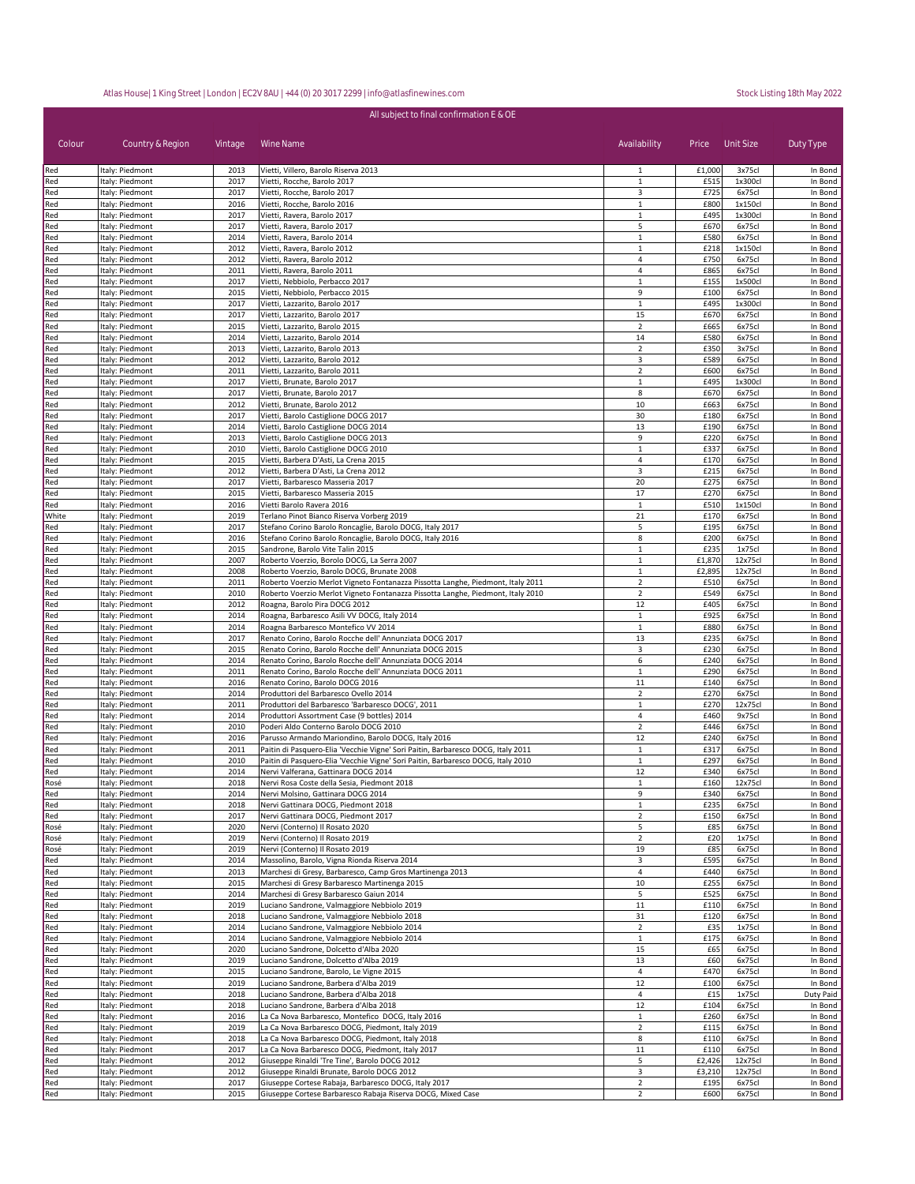Atlas House| 1 King Street | London | EC2V 8AU | +44 (0) 20 3017 2299 | info@atlasfinewines.com

Stock Listing 18th May 2022

All subject to final confirmation E & OE

| Colour | Country & Region | Vintage | Wine Name | Availability | Price | Unit Size | Duty Type |
|---|---|---|---|---|---|---|---|
| Red | Italy: Piedmont | 2013 | Vietti, Villero, Barolo Riserva 2013 | 1 | £1,000 | 3x75cl | In Bond |
| Red | Italy: Piedmont | 2017 | Vietti, Rocche, Barolo 2017 | 1 | £515 | 1x300cl | In Bond |
| Red | Italy: Piedmont | 2017 | Vietti, Rocche, Barolo 2017 | 3 | £725 | 6x75cl | In Bond |
| Red | Italy: Piedmont | 2016 | Vietti, Rocche, Barolo 2016 | 1 | £800 | 1x150cl | In Bond |
| Red | Italy: Piedmont | 2017 | Vietti, Ravera, Barolo 2017 | 1 | £495 | 1x300cl | In Bond |
| Red | Italy: Piedmont | 2017 | Vietti, Ravera, Barolo 2017 | 5 | £670 | 6x75cl | In Bond |
| Red | Italy: Piedmont | 2014 | Vietti, Ravera, Barolo 2014 | 1 | £580 | 6x75cl | In Bond |
| Red | Italy: Piedmont | 2012 | Vietti, Ravera, Barolo 2012 | 1 | £218 | 1x150cl | In Bond |
| Red | Italy: Piedmont | 2012 | Vietti, Ravera, Barolo 2012 | 4 | £750 | 6x75cl | In Bond |
| Red | Italy: Piedmont | 2011 | Vietti, Ravera, Barolo 2011 | 4 | £865 | 6x75cl | In Bond |
| Red | Italy: Piedmont | 2017 | Vietti, Nebbiolo, Perbacco 2017 | 1 | £155 | 1x500cl | In Bond |
| Red | Italy: Piedmont | 2015 | Vietti, Nebbiolo, Perbacco 2015 | 9 | £100 | 6x75cl | In Bond |
| Red | Italy: Piedmont | 2017 | Vietti, Lazzarito, Barolo 2017 | 1 | £495 | 1x300cl | In Bond |
| Red | Italy: Piedmont | 2017 | Vietti, Lazzarito, Barolo 2017 | 15 | £670 | 6x75cl | In Bond |
| Red | Italy: Piedmont | 2015 | Vietti, Lazzarito, Barolo 2015 | 2 | £665 | 6x75cl | In Bond |
| Red | Italy: Piedmont | 2014 | Vietti, Lazzarito, Barolo 2014 | 14 | £580 | 6x75cl | In Bond |
| Red | Italy: Piedmont | 2013 | Vietti, Lazzarito, Barolo 2013 | 2 | £350 | 3x75cl | In Bond |
| Red | Italy: Piedmont | 2012 | Vietti, Lazzarito, Barolo 2012 | 3 | £589 | 6x75cl | In Bond |
| Red | Italy: Piedmont | 2011 | Vietti, Lazzarito, Barolo 2011 | 2 | £600 | 6x75cl | In Bond |
| Red | Italy: Piedmont | 2017 | Vietti, Brunate, Barolo 2017 | 1 | £495 | 1x300cl | In Bond |
| Red | Italy: Piedmont | 2017 | Vietti, Brunate, Barolo 2017 | 8 | £670 | 6x75cl | In Bond |
| Red | Italy: Piedmont | 2012 | Vietti, Brunate, Barolo 2012 | 10 | £663 | 6x75cl | In Bond |
| Red | Italy: Piedmont | 2017 | Vietti, Barolo Castiglione DOCG 2017 | 30 | £180 | 6x75cl | In Bond |
| Red | Italy: Piedmont | 2014 | Vietti, Barolo Castiglione DOCG 2014 | 13 | £190 | 6x75cl | In Bond |
| Red | Italy: Piedmont | 2013 | Vietti, Barolo Castiglione DOCG 2013 | 9 | £220 | 6x75cl | In Bond |
| Red | Italy: Piedmont | 2010 | Vietti, Barolo Castiglione DOCG 2010 | 1 | £337 | 6x75cl | In Bond |
| Red | Italy: Piedmont | 2015 | Vietti, Barbera D'Asti, La Crena 2015 | 4 | £170 | 6x75cl | In Bond |
| Red | Italy: Piedmont | 2012 | Vietti, Barbera D'Asti, La Crena 2012 | 3 | £215 | 6x75cl | In Bond |
| Red | Italy: Piedmont | 2017 | Vietti, Barbaresco Masseria 2017 | 20 | £275 | 6x75cl | In Bond |
| Red | Italy: Piedmont | 2015 | Vietti, Barbaresco Masseria 2015 | 17 | £270 | 6x75cl | In Bond |
| Red | Italy: Piedmont | 2016 | Vietti Barolo Ravera 2016 | 1 | £510 | 1x150cl | In Bond |
| White | Italy: Piedmont | 2019 | Terlano Pinot Bianco Riserva Vorberg 2019 | 21 | £170 | 6x75cl | In Bond |
| Red | Italy: Piedmont | 2017 | Stefano Corino Barolo Roncaglie, Barolo DOCG, Italy 2017 | 5 | £195 | 6x75cl | In Bond |
| Red | Italy: Piedmont | 2016 | Stefano Corino Barolo Roncaglie, Barolo DOCG, Italy 2016 | 8 | £200 | 6x75cl | In Bond |
| Red | Italy: Piedmont | 2015 | Sandrone, Barolo Vite Talin 2015 | 1 | £235 | 1x75cl | In Bond |
| Red | Italy: Piedmont | 2007 | Roberto Voerzio, Borolo DOCG, La Serra 2007 | 1 | £1,870 | 12x75cl | In Bond |
| Red | Italy: Piedmont | 2008 | Roberto Voerzio, Barolo DOCG, Brunate 2008 | 1 | £2,895 | 12x75cl | In Bond |
| Red | Italy: Piedmont | 2011 | Roberto Voerzio Merlot Vigneto Fontanazza Pissotta Langhe, Piedmont, Italy 2011 | 2 | £510 | 6x75cl | In Bond |
| Red | Italy: Piedmont | 2010 | Roberto Voerzio Merlot Vigneto Fontanazza Pissotta Langhe, Piedmont, Italy 2010 | 2 | £549 | 6x75cl | In Bond |
| Red | Italy: Piedmont | 2012 | Roagna, Barolo Pira DOCG 2012 | 12 | £405 | 6x75cl | In Bond |
| Red | Italy: Piedmont | 2014 | Roagna, Barbaresco Asili VV DOCG, Italy 2014 | 1 | £925 | 6x75cl | In Bond |
| Red | Italy: Piedmont | 2014 | Roagna Barbaresco Montefico VV 2014 | 1 | £880 | 6x75cl | In Bond |
| Red | Italy: Piedmont | 2017 | Renato Corino, Barolo Rocche dell' Annunziata DOCG 2017 | 13 | £235 | 6x75cl | In Bond |
| Red | Italy: Piedmont | 2015 | Renato Corino, Barolo Rocche dell' Annunziata DOCG 2015 | 3 | £230 | 6x75cl | In Bond |
| Red | Italy: Piedmont | 2014 | Renato Corino, Barolo Rocche dell' Annunziata DOCG 2014 | 6 | £240 | 6x75cl | In Bond |
| Red | Italy: Piedmont | 2011 | Renato Corino, Barolo Rocche dell' Annunziata DOCG 2011 | 1 | £290 | 6x75cl | In Bond |
| Red | Italy: Piedmont | 2016 | Renato Corino, Barolo DOCG 2016 | 11 | £140 | 6x75cl | In Bond |
| Red | Italy: Piedmont | 2014 | Produttori del Barbaresco Ovello 2014 | 2 | £270 | 6x75cl | In Bond |
| Red | Italy: Piedmont | 2011 | Produttori del Barbaresco 'Barbaresco DOCG', 2011 | 1 | £270 | 12x75cl | In Bond |
| Red | Italy: Piedmont | 2014 | Produttori Assortment Case (9 bottles) 2014 | 4 | £460 | 9x75cl | In Bond |
| Red | Italy: Piedmont | 2010 | Poderi Aldo Conterno Barolo DOCG 2010 | 2 | £446 | 6x75cl | In Bond |
| Red | Italy: Piedmont | 2016 | Parusso Armando Mariondino, Barolo DOCG, Italy 2016 | 12 | £240 | 6x75cl | In Bond |
| Red | Italy: Piedmont | 2011 | Paitin di Pasquero-Elia 'Vecchie Vigne' Sori Paitin, Barbaresco DOCG, Italy 2011 | 1 | £317 | 6x75cl | In Bond |
| Red | Italy: Piedmont | 2010 | Paitin di Pasquero-Elia 'Vecchie Vigne' Sori Paitin, Barbaresco DOCG, Italy 2010 | 1 | £297 | 6x75cl | In Bond |
| Red | Italy: Piedmont | 2014 | Nervi Valferana, Gattinara DOCG 2014 | 12 | £340 | 6x75cl | In Bond |
| Rosé | Italy: Piedmont | 2018 | Nervi Rosa Coste della Sesia, Piedmont 2018 | 1 | £160 | 12x75cl | In Bond |
| Red | Italy: Piedmont | 2014 | Nervi Molsino, Gattinara DOCG 2014 | 9 | £340 | 6x75cl | In Bond |
| Red | Italy: Piedmont | 2018 | Nervi Gattinara DOCG, Piedmont 2018 | 1 | £235 | 6x75cl | In Bond |
| Red | Italy: Piedmont | 2017 | Nervi Gattinara DOCG, Piedmont 2017 | 2 | £150 | 6x75cl | In Bond |
| Rosé | Italy: Piedmont | 2020 | Nervi (Conterno) Il Rosato 2020 | 5 | £85 | 6x75cl | In Bond |
| Rosé | Italy: Piedmont | 2019 | Nervi (Conterno) Il Rosato 2019 | 2 | £20 | 1x75cl | In Bond |
| Rosé | Italy: Piedmont | 2019 | Nervi (Conterno) Il Rosato 2019 | 19 | £85 | 6x75cl | In Bond |
| Red | Italy: Piedmont | 2014 | Massolino, Barolo, Vigna Rionda Riserva 2014 | 3 | £595 | 6x75cl | In Bond |
| Red | Italy: Piedmont | 2013 | Marchesi di Gresy, Barbaresco, Camp Gros Martinenga 2013 | 4 | £440 | 6x75cl | In Bond |
| Red | Italy: Piedmont | 2015 | Marchesi di Gresy Barbaresco Martinenga 2015 | 10 | £255 | 6x75cl | In Bond |
| Red | Italy: Piedmont | 2014 | Marchesi di Gresy Barbaresco Gaiun 2014 | 5 | £525 | 6x75cl | In Bond |
| Red | Italy: Piedmont | 2019 | Luciano Sandrone, Valmaggiore Nebbiolo 2019 | 11 | £110 | 6x75cl | In Bond |
| Red | Italy: Piedmont | 2018 | Luciano Sandrone, Valmaggiore Nebbiolo 2018 | 31 | £120 | 6x75cl | In Bond |
| Red | Italy: Piedmont | 2014 | Luciano Sandrone, Valmaggiore Nebbiolo 2014 | 2 | £35 | 1x75cl | In Bond |
| Red | Italy: Piedmont | 2014 | Luciano Sandrone, Valmaggiore Nebbiolo 2014 | 1 | £175 | 6x75cl | In Bond |
| Red | Italy: Piedmont | 2020 | Luciano Sandrone, Dolcetto d'Alba 2020 | 15 | £65 | 6x75cl | In Bond |
| Red | Italy: Piedmont | 2019 | Luciano Sandrone, Dolcetto d'Alba 2019 | 13 | £60 | 6x75cl | In Bond |
| Red | Italy: Piedmont | 2015 | Luciano Sandrone, Barolo, Le Vigne 2015 | 4 | £470 | 6x75cl | In Bond |
| Red | Italy: Piedmont | 2019 | Luciano Sandrone, Barbera d'Alba 2019 | 12 | £100 | 6x75cl | In Bond |
| Red | Italy: Piedmont | 2018 | Luciano Sandrone, Barbera d'Alba 2018 | 4 | £15 | 1x75cl | Duty Paid |
| Red | Italy: Piedmont | 2018 | Luciano Sandrone, Barbera d'Alba 2018 | 12 | £104 | 6x75cl | In Bond |
| Red | Italy: Piedmont | 2016 | La Ca Nova Barbaresco, Montefico DOCG, Italy 2016 | 1 | £260 | 6x75cl | In Bond |
| Red | Italy: Piedmont | 2019 | La Ca Nova Barbaresco DOCG, Piedmont, Italy 2019 | 2 | £115 | 6x75cl | In Bond |
| Red | Italy: Piedmont | 2018 | La Ca Nova Barbaresco DOCG, Piedmont, Italy 2018 | 8 | £110 | 6x75cl | In Bond |
| Red | Italy: Piedmont | 2017 | La Ca Nova Barbaresco DOCG, Piedmont, Italy 2017 | 11 | £110 | 6x75cl | In Bond |
| Red | Italy: Piedmont | 2012 | Giuseppe Rinaldi 'Tre Tine', Barolo DOCG 2012 | 5 | £2,426 | 12x75cl | In Bond |
| Red | Italy: Piedmont | 2012 | Giuseppe Rinaldi Brunate, Barolo DOCG 2012 | 3 | £3,210 | 12x75cl | In Bond |
| Red | Italy: Piedmont | 2017 | Giuseppe Cortese Rabaja, Barbaresco DOCG, Italy 2017 | 2 | £195 | 6x75cl | In Bond |
| Red | Italy: Piedmont | 2015 | Giuseppe Cortese Barbaresco Rabaja Riserva DOCG, Mixed Case | 2 | £600 | 6x75cl | In Bond |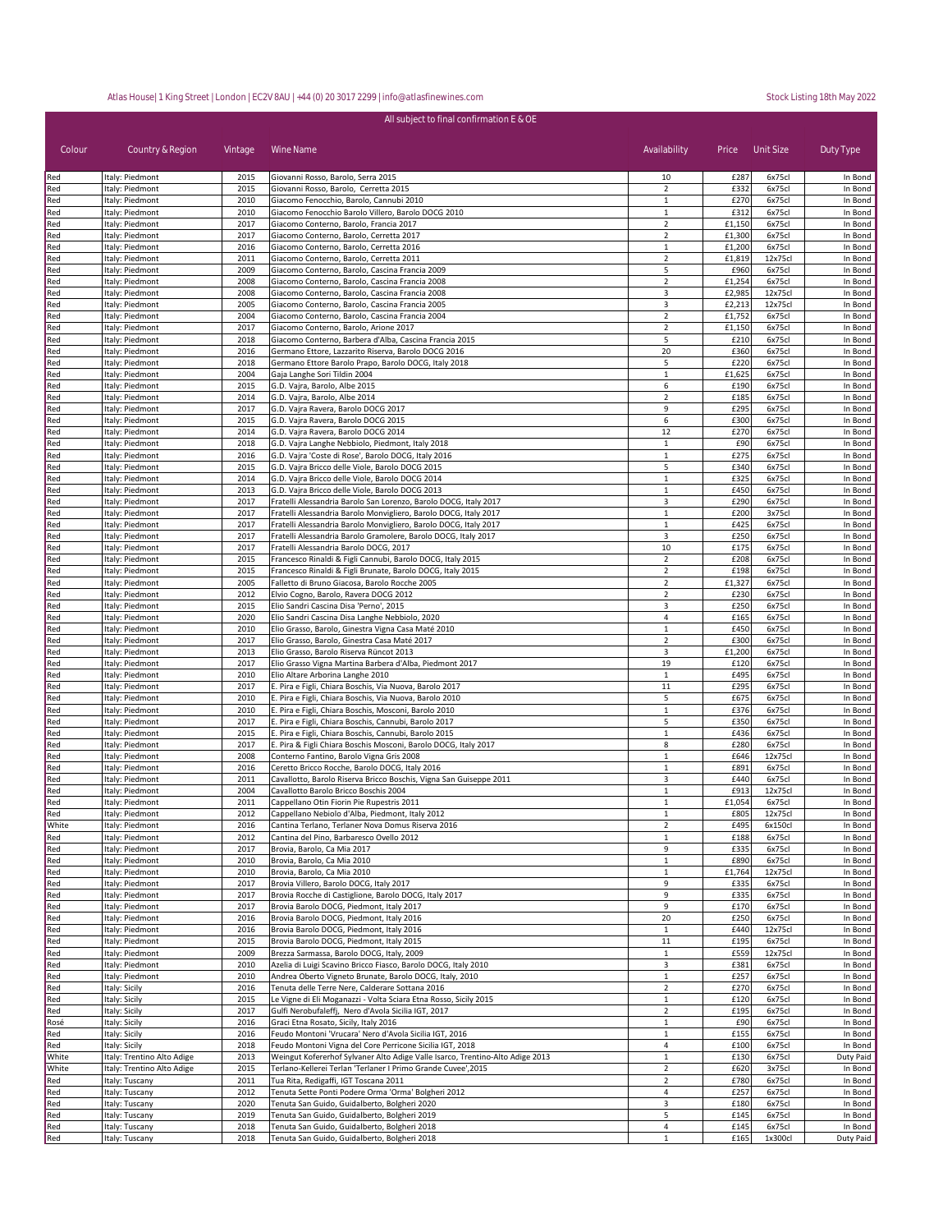Atlas House | 1 King Street | London | EC2V 8AU | +44 (0) 20 3017 2299 | info@atlasfinewines.com

Stock Listing 18th May 2022

All subject to final confirmation E & OE

| Colour | Country & Region | Vintage | Wine Name | Availability | Price | Unit Size | Duty Type |
|---|---|---|---|---|---|---|---|
| Red | Italy: Piedmont | 2015 | Giovanni Rosso, Barolo, Serra 2015 | 10 | £287 | 6x75cl | In Bond |
| Red | Italy: Piedmont | 2015 | Giovanni Rosso, Barolo, Cerretta 2015 | 2 | £332 | 6x75cl | In Bond |
| Red | Italy: Piedmont | 2010 | Giacomo Fenocchio, Barolo, Cannubi 2010 | 1 | £270 | 6x75cl | In Bond |
| Red | Italy: Piedmont | 2010 | Giacomo Fenocchio Barolo Villero, Barolo DOCG 2010 | 1 | £312 | 6x75cl | In Bond |
| Red | Italy: Piedmont | 2017 | Giacomo Conterno, Barolo, Francia 2017 | 2 | £1,150 | 6x75cl | In Bond |
| Red | Italy: Piedmont | 2017 | Giacomo Conterno, Barolo, Cerretta 2017 | 2 | £1,300 | 6x75cl | In Bond |
| Red | Italy: Piedmont | 2016 | Giacomo Conterno, Barolo, Cerretta 2016 | 1 | £1,200 | 6x75cl | In Bond |
| Red | Italy: Piedmont | 2011 | Giacomo Conterno, Barolo, Cerretta 2011 | 2 | £1,819 | 12x75cl | In Bond |
| Red | Italy: Piedmont | 2009 | Giacomo Conterno, Barolo, Cascina Francia 2009 | 5 | £960 | 6x75cl | In Bond |
| Red | Italy: Piedmont | 2008 | Giacomo Conterno, Barolo, Cascina Francia 2008 | 2 | £1,254 | 6x75cl | In Bond |
| Red | Italy: Piedmont | 2008 | Giacomo Conterno, Barolo, Cascina Francia 2008 | 3 | £2,985 | 12x75cl | In Bond |
| Red | Italy: Piedmont | 2005 | Giacomo Conterno, Barolo, Cascina Francia 2005 | 3 | £2,213 | 12x75cl | In Bond |
| Red | Italy: Piedmont | 2004 | Giacomo Conterno, Barolo, Cascina Francia 2004 | 2 | £1,752 | 6x75cl | In Bond |
| Red | Italy: Piedmont | 2017 | Giacomo Conterno, Barolo, Arione 2017 | 2 | £1,150 | 6x75cl | In Bond |
| Red | Italy: Piedmont | 2018 | Giacomo Conterno, Barbera d'Alba, Cascina Francia 2015 | 5 | £210 | 6x75cl | In Bond |
| Red | Italy: Piedmont | 2016 | Germano Ettore, Lazzarito Riserva, Barolo DOCG 2016 | 20 | £360 | 6x75cl | In Bond |
| Red | Italy: Piedmont | 2018 | Germano Ettore Barolo Prapo, Barolo DOCG, Italy 2018 | 5 | £220 | 6x75cl | In Bond |
| Red | Italy: Piedmont | 2004 | Gaja Langhe Sori Tildin 2004 | 1 | £1,625 | 6x75cl | In Bond |
| Red | Italy: Piedmont | 2015 | G.D. Vajra, Barolo, Albe 2015 | 6 | £190 | 6x75cl | In Bond |
| Red | Italy: Piedmont | 2014 | G.D. Vajra, Barolo, Albe 2014 | 2 | £185 | 6x75cl | In Bond |
| Red | Italy: Piedmont | 2017 | G.D. Vajra Ravera, Barolo DOCG 2017 | 9 | £295 | 6x75cl | In Bond |
| Red | Italy: Piedmont | 2015 | G.D. Vajra Ravera, Barolo DOCG 2015 | 6 | £300 | 6x75cl | In Bond |
| Red | Italy: Piedmont | 2014 | G.D. Vajra Ravera, Barolo DOCG 2014 | 12 | £270 | 6x75cl | In Bond |
| Red | Italy: Piedmont | 2018 | G.D. Vajra Langhe Nebbiolo, Piedmont, Italy 2018 | 1 | £90 | 6x75cl | In Bond |
| Red | Italy: Piedmont | 2016 | G.D. Vajra 'Coste di Rose', Barolo DOCG, Italy 2016 | 1 | £275 | 6x75cl | In Bond |
| Red | Italy: Piedmont | 2015 | G.D. Vajra Bricco delle Viole, Barolo DOCG 2015 | 5 | £340 | 6x75cl | In Bond |
| Red | Italy: Piedmont | 2014 | G.D. Vajra Bricco delle Viole, Barolo DOCG 2014 | 1 | £325 | 6x75cl | In Bond |
| Red | Italy: Piedmont | 2013 | G.D. Vajra Bricco delle Viole, Barolo DOCG 2013 | 1 | £450 | 6x75cl | In Bond |
| Red | Italy: Piedmont | 2017 | Fratelli Alessandria Barolo San Lorenzo, Barolo DOCG, Italy 2017 | 3 | £290 | 6x75cl | In Bond |
| Red | Italy: Piedmont | 2017 | Fratelli Alessandria Barolo Monvigliero, Barolo DOCG, Italy 2017 | 1 | £200 | 3x75cl | In Bond |
| Red | Italy: Piedmont | 2017 | Fratelli Alessandria Barolo Monvigliero, Barolo DOCG, Italy 2017 | 1 | £425 | 6x75cl | In Bond |
| Red | Italy: Piedmont | 2017 | Fratelli Alessandria Barolo Gramolere, Barolo DOCG, Italy 2017 | 3 | £250 | 6x75cl | In Bond |
| Red | Italy: Piedmont | 2017 | Fratelli Alessandria Barolo DOCG, 2017 | 10 | £175 | 6x75cl | In Bond |
| Red | Italy: Piedmont | 2015 | Francesco Rinaldi & Figli Cannubi, Barolo DOCG, Italy 2015 | 2 | £208 | 6x75cl | In Bond |
| Red | Italy: Piedmont | 2015 | Francesco Rinaldi & Figli Brunate, Barolo DOCG, Italy 2015 | 2 | £198 | 6x75cl | In Bond |
| Red | Italy: Piedmont | 2005 | Falletto di Bruno Giacosa, Barolo Rocche 2005 | 2 | £1,327 | 6x75cl | In Bond |
| Red | Italy: Piedmont | 2012 | Elvio Cogno, Barolo, Ravera DOCG 2012 | 2 | £230 | 6x75cl | In Bond |
| Red | Italy: Piedmont | 2015 | Elio Sandri Cascina Disa 'Perno', 2015 | 3 | £250 | 6x75cl | In Bond |
| Red | Italy: Piedmont | 2020 | Elio Sandri Cascina Disa Langhe Nebbiolo, 2020 | 4 | £165 | 6x75cl | In Bond |
| Red | Italy: Piedmont | 2010 | Elio Grasso, Barolo, Ginestra Vigna Casa Maté 2010 | 1 | £450 | 6x75cl | In Bond |
| Red | Italy: Piedmont | 2017 | Elio Grasso, Barolo, Ginestra Casa Maté 2017 | 2 | £300 | 6x75cl | In Bond |
| Red | Italy: Piedmont | 2013 | Elio Grasso, Barolo Riserva Rüncot 2013 | 3 | £1,200 | 6x75cl | In Bond |
| Red | Italy: Piedmont | 2017 | Elio Grasso Vigna Martina Barbera d'Alba, Piedmont 2017 | 19 | £120 | 6x75cl | In Bond |
| Red | Italy: Piedmont | 2010 | Elio Altare Arborina Langhe 2010 | 1 | £495 | 6x75cl | In Bond |
| Red | Italy: Piedmont | 2017 | E. Pira e Figli, Chiara Boschis, Via Nuova, Barolo 2017 | 11 | £295 | 6x75cl | In Bond |
| Red | Italy: Piedmont | 2010 | E. Pira e Figli, Chiara Boschis, Via Nuova, Barolo 2010 | 5 | £675 | 6x75cl | In Bond |
| Red | Italy: Piedmont | 2010 | E. Pira e Figli, Chiara Boschis, Mosconi, Barolo 2010 | 1 | £376 | 6x75cl | In Bond |
| Red | Italy: Piedmont | 2017 | E. Pira e Figli, Chiara Boschis, Cannubi, Barolo 2017 | 5 | £350 | 6x75cl | In Bond |
| Red | Italy: Piedmont | 2015 | E. Pira e Figli, Chiara Boschis, Cannubi, Barolo 2015 | 1 | £436 | 6x75cl | In Bond |
| Red | Italy: Piedmont | 2017 | E. Pira & Figli Chiara Boschis Mosconi, Barolo DOCG, Italy 2017 | 8 | £280 | 6x75cl | In Bond |
| Red | Italy: Piedmont | 2008 | Conterno Fantino, Barolo Vigna Gris 2008 | 1 | £646 | 12x75cl | In Bond |
| Red | Italy: Piedmont | 2016 | Ceretto Bricco Rocche, Barolo DOCG, Italy 2016 | 1 | £891 | 6x75cl | In Bond |
| Red | Italy: Piedmont | 2011 | Cavallotto, Barolo Riserva Bricco Boschis, Vigna San Guiseppe 2011 | 3 | £440 | 6x75cl | In Bond |
| Red | Italy: Piedmont | 2004 | Cavallotto Barolo Bricco Boschis 2004 | 1 | £913 | 12x75cl | In Bond |
| Red | Italy: Piedmont | 2011 | Cappellano Otin Fiorin Pie Rupestris 2011 | 1 | £1,054 | 6x75cl | In Bond |
| Red | Italy: Piedmont | 2012 | Cappellano Nebiolo d'Alba, Piedmont, Italy 2012 | 1 | £805 | 12x75cl | In Bond |
| White | Italy: Piedmont | 2016 | Cantina Terlano, Terlaner Nova Domus Riserva 2016 | 2 | £495 | 6x150cl | In Bond |
| Red | Italy: Piedmont | 2012 | Cantina del Pino, Barbaresco Ovello 2012 | 1 | £188 | 6x75cl | In Bond |
| Red | Italy: Piedmont | 2017 | Brovia, Barolo, Ca Mia 2017 | 9 | £335 | 6x75cl | In Bond |
| Red | Italy: Piedmont | 2010 | Brovia, Barolo, Ca Mia 2010 | 1 | £890 | 6x75cl | In Bond |
| Red | Italy: Piedmont | 2010 | Brovia, Barolo, Ca Mia 2010 | 1 | £1,764 | 12x75cl | In Bond |
| Red | Italy: Piedmont | 2017 | Brovia Villero, Barolo DOCG, Italy 2017 | 9 | £335 | 6x75cl | In Bond |
| Red | Italy: Piedmont | 2017 | Brovia Rocche di Castiglione, Barolo DOCG, Italy 2017 | 9 | £335 | 6x75cl | In Bond |
| Red | Italy: Piedmont | 2017 | Brovia Barolo DOCG, Piedmont, Italy 2017 | 9 | £170 | 6x75cl | In Bond |
| Red | Italy: Piedmont | 2016 | Brovia Barolo DOCG, Piedmont, Italy 2016 | 20 | £250 | 6x75cl | In Bond |
| Red | Italy: Piedmont | 2016 | Brovia Barolo DOCG, Piedmont, Italy 2016 | 1 | £440 | 12x75cl | In Bond |
| Red | Italy: Piedmont | 2015 | Brovia Barolo DOCG, Piedmont, Italy 2015 | 11 | £195 | 6x75cl | In Bond |
| Red | Italy: Piedmont | 2009 | Brezza Sarmassa, Barolo DOCG, Italy, 2009 | 1 | £559 | 12x75cl | In Bond |
| Red | Italy: Piedmont | 2010 | Azelia di Luigi Scavino Bricco Fiasco, Barolo DOCG, Italy 2010 | 3 | £381 | 6x75cl | In Bond |
| Red | Italy: Piedmont | 2010 | Andrea Oberto Vigneto Brunate, Barolo DOCG, Italy, 2010 | 1 | £257 | 6x75cl | In Bond |
| Red | Italy: Sicily | 2016 | Tenuta delle Terre Nere, Calderare Sottana 2016 | 2 | £270 | 6x75cl | In Bond |
| Red | Italy: Sicily | 2015 | Le Vigne di Eli Moganazzi - Volta Sciara Etna Rosso, Sicily 2015 | 1 | £120 | 6x75cl | In Bond |
| Red | Italy: Sicily | 2017 | Gulfi Nerobufaleffj, Nero d'Avola Sicilia IGT, 2017 | 2 | £195 | 6x75cl | In Bond |
| Rosé | Italy: Sicily | 2016 | Graci Etna Rosato, Sicily, Italy 2016 | 1 | £90 | 6x75cl | In Bond |
| Red | Italy: Sicily | 2016 | Feudo Montoni 'Vrucara' Nero d'Avola Sicilia IGT, 2016 | 1 | £155 | 6x75cl | In Bond |
| Red | Italy: Sicily | 2018 | Feudo Montoni Vigna del Core Perricone Sicilia IGT, 2018 | 4 | £100 | 6x75cl | In Bond |
| White | Italy: Trentino Alto Adige | 2013 | Weingut Kofererhof Sylvaner Alto Adige Valle Isarco, Trentino-Alto Adige 2013 | 1 | £130 | 6x75cl | Duty Paid |
| White | Italy: Trentino Alto Adige | 2015 | Terlano-Kellerei Terlan 'Terlaner I Primo Grande Cuvee',2015 | 2 | £620 | 3x75cl | In Bond |
| Red | Italy: Tuscany | 2011 | Tua Rita, Redigaffi, IGT Toscana 2011 | 2 | £780 | 6x75cl | In Bond |
| Red | Italy: Tuscany | 2012 | Tenuta Sette Ponti Podere Orma 'Orma' Bolgheri 2012 | 4 | £257 | 6x75cl | In Bond |
| Red | Italy: Tuscany | 2020 | Tenuta San Guido, Guidalberto, Bolgheri 2020 | 3 | £180 | 6x75cl | In Bond |
| Red | Italy: Tuscany | 2019 | Tenuta San Guido, Guidalberto, Bolgheri 2019 | 5 | £145 | 6x75cl | In Bond |
| Red | Italy: Tuscany | 2018 | Tenuta San Guido, Guidalberto, Bolgheri 2018 | 4 | £145 | 6x75cl | In Bond |
| Red | Italy: Tuscany | 2018 | Tenuta San Guido, Guidalberto, Bolgheri 2018 | 1 | £165 | 1x300cl | Duty Paid |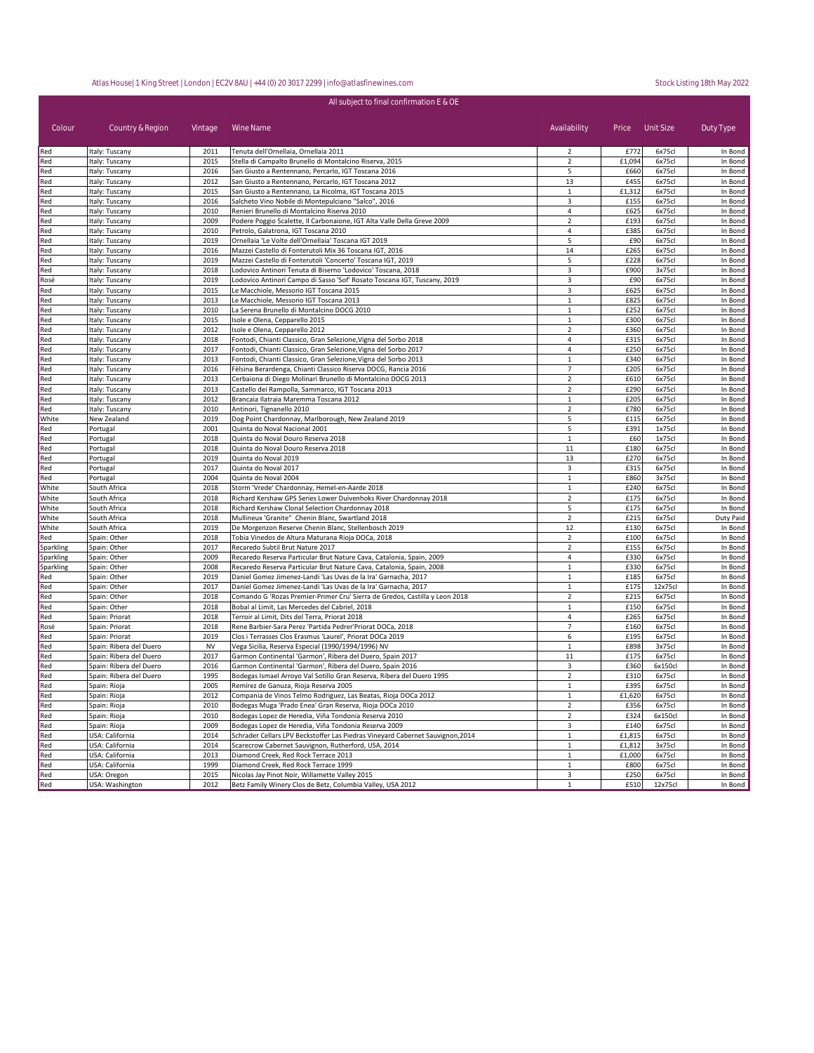Atlas House| 1 King Street | London | EC2V 8AU | +44 (0) 20 3017 2299 | info@atlasfinewines.com

Stock Listing 18th May 2022

All subject to final confirmation E & OE

| Colour | Country & Region | Vintage | Wine Name | Availability | Price | Unit Size | Duty Type |
|---|---|---|---|---|---|---|---|
| Red | Italy: Tuscany | 2011 | Tenuta dell'Ornellaia, Ornellaia 2011 | 2 | £772 | 6x75cl | In Bond |
| Red | Italy: Tuscany | 2015 | Stella di Campalto Brunello di Montalcino Riserva, 2015 | 2 | £1,094 | 6x75cl | In Bond |
| Red | Italy: Tuscany | 2016 | San Giusto a Rentennano, Percarlo, IGT Toscana 2016 | 5 | £660 | 6x75cl | In Bond |
| Red | Italy: Tuscany | 2012 | San Giusto a Rentennano, Percarlo, IGT Toscana 2012 | 13 | £455 | 6x75cl | In Bond |
| Red | Italy: Tuscany | 2015 | San Giusto a Rentennano, La Ricolma, IGT Toscana 2015 | 1 | £1,312 | 6x75cl | In Bond |
| Red | Italy: Tuscany | 2016 | Salcheto Vino Nobile di Montepulciano "Salco", 2016 | 3 | £155 | 6x75cl | In Bond |
| Red | Italy: Tuscany | 2010 | Renieri Brunello di Montalcino Riserva 2010 | 4 | £625 | 6x75cl | In Bond |
| Red | Italy: Tuscany | 2009 | Podere Poggio Scalette, Il Carbonaione, IGT Alta Valle Della Greve 2009 | 2 | £193 | 6x75cl | In Bond |
| Red | Italy: Tuscany | 2010 | Petrolo, Galatrona, IGT Toscana 2010 | 4 | £385 | 6x75cl | In Bond |
| Red | Italy: Tuscany | 2019 | Ornellaia 'Le Volte dell'Ornellaia' Toscana IGT 2019 | 5 | £90 | 6x75cl | In Bond |
| Red | Italy: Tuscany | 2016 | Mazzei Castello di Fonterutoli Mix 36 Toscana IGT, 2016 | 14 | £265 | 6x75cl | In Bond |
| Red | Italy: Tuscany | 2019 | Mazzei Castello di Fonterutoli 'Concerto' Toscana IGT, 2019 | 5 | £228 | 6x75cl | In Bond |
| Red | Italy: Tuscany | 2018 | Lodovico Antinori Tenuta di Biserno 'Lodovico' Toscana, 2018 | 3 | £900 | 3x75cl | In Bond |
| Rosé | Italy: Tuscany | 2019 | Lodovico Antinori Campo di Sasso 'Sof' Rosato Toscana IGT, Tuscany, 2019 | 3 | £90 | 6x75cl | In Bond |
| Red | Italy: Tuscany | 2015 | Le Macchiole, Messorio IGT Toscana 2015 | 3 | £625 | 6x75cl | In Bond |
| Red | Italy: Tuscany | 2013 | Le Macchiole, Messorio IGT Toscana 2013 | 1 | £825 | 6x75cl | In Bond |
| Red | Italy: Tuscany | 2010 | La Serena Brunello di Montalcino DOCG 2010 | 1 | £252 | 6x75cl | In Bond |
| Red | Italy: Tuscany | 2015 | Isole e Olena, Cepparello 2015 | 1 | £300 | 6x75cl | In Bond |
| Red | Italy: Tuscany | 2012 | Isole e Olena, Cepparello 2012 | 2 | £360 | 6x75cl | In Bond |
| Red | Italy: Tuscany | 2018 | Fontodi, Chianti Classico, Gran Selezione,Vigna del Sorbo 2018 | 4 | £315 | 6x75cl | In Bond |
| Red | Italy: Tuscany | 2017 | Fontodi, Chianti Classico, Gran Selezione,Vigna del Sorbo 2017 | 4 | £250 | 6x75cl | In Bond |
| Red | Italy: Tuscany | 2013 | Fontodi, Chianti Classico, Gran Selezione,Vigna del Sorbo 2013 | 1 | £340 | 6x75cl | In Bond |
| Red | Italy: Tuscany | 2016 | Fèlsina Berardenga, Chianti Classico Riserva DOCG, Rancia 2016 | 7 | £205 | 6x75cl | In Bond |
| Red | Italy: Tuscany | 2013 | Cerbaiona di Diego Molinari Brunello di Montalcino DOCG 2013 | 2 | £610 | 6x75cl | In Bond |
| Red | Italy: Tuscany | 2013 | Castello dei Rampolla, Sammarco, IGT Toscana 2013 | 2 | £290 | 6x75cl | In Bond |
| Red | Italy: Tuscany | 2012 | Brancaia Ilatraia Maremma Toscana 2012 | 1 | £205 | 6x75cl | In Bond |
| Red | Italy: Tuscany | 2010 | Antinori, Tignanello 2010 | 2 | £780 | 6x75cl | In Bond |
| White | New Zealand | 2019 | Dog Point Chardonnay, Marlborough, New Zealand 2019 | 5 | £115 | 6x75cl | In Bond |
| Red | Portugal | 2001 | Quinta do Noval Nacional 2001 | 5 | £391 | 1x75cl | In Bond |
| Red | Portugal | 2018 | Quinta do Noval Douro Reserva 2018 | 1 | £60 | 1x75cl | In Bond |
| Red | Portugal | 2018 | Quinta do Noval Douro Reserva 2018 | 11 | £180 | 6x75cl | In Bond |
| Red | Portugal | 2019 | Quinta do Noval 2019 | 13 | £270 | 6x75cl | In Bond |
| Red | Portugal | 2017 | Quinta do Noval 2017 | 3 | £315 | 6x75cl | In Bond |
| Red | Portugal | 2004 | Quinta do Noval 2004 | 1 | £860 | 3x75cl | In Bond |
| White | South Africa | 2018 | Storm 'Vrede' Chardonnay, Hemel-en-Aarde 2018 | 1 | £240 | 6x75cl | In Bond |
| White | South Africa | 2018 | Richard Kershaw GPS Series Lower Duivenhoks River Chardonnay 2018 | 2 | £175 | 6x75cl | In Bond |
| White | South Africa | 2018 | Richard Kershaw Clonal Selection Chardonnay 2018 | 5 | £175 | 6x75cl | In Bond |
| White | South Africa | 2018 | Mullineux 'Granite" Chenin Blanc, Swartland 2018 | 2 | £215 | 6x75cl | Duty Paid |
| White | South Africa | 2019 | De Morgenzon Reserve Chenin Blanc, Stellenbosch 2019 | 12 | £130 | 6x75cl | In Bond |
| Red | Spain: Other | 2018 | Tobia Vinedos de Altura Maturana Rioja DOCa, 2018 | 2 | £100 | 6x75cl | In Bond |
| Sparkling | Spain: Other | 2017 | Recaredo Subtil Brut Nature 2017 | 2 | £155 | 6x75cl | In Bond |
| Sparkling | Spain: Other | 2009 | Recaredo Reserva Particular Brut Nature Cava, Catalonia, Spain, 2009 | 4 | £330 | 6x75cl | In Bond |
| Sparkling | Spain: Other | 2008 | Recaredo Reserva Particular Brut Nature Cava, Catalonia, Spain, 2008 | 1 | £330 | 6x75cl | In Bond |
| Red | Spain: Other | 2019 | Daniel Gomez Jimenez-Landi 'Las Uvas de la Ira' Garnacha, 2017 | 1 | £185 | 6x75cl | In Bond |
| Red | Spain: Other | 2017 | Daniel Gomez Jimenez-Landi 'Las Uvas de la Ira' Garnacha, 2017 | 1 | £175 | 12x75cl | In Bond |
| Red | Spain: Other | 2018 | Comando G 'Rozas Premier-Primer Cru' Sierra de Gredos, Castilla y Leon 2018 | 2 | £215 | 6x75cl | In Bond |
| Red | Spain: Other | 2018 | Bobal al Limit, Las Mercedes del Cabriel, 2018 | 1 | £150 | 6x75cl | In Bond |
| Red | Spain: Priorat | 2018 | Terroir al Limit, Dits del Terra, Priorat 2018 | 4 | £265 | 6x75cl | In Bond |
| Rosé | Spain: Priorat | 2018 | Rene Barbier-Sara Perez 'Partida Pedrer'Priorat DOCa, 2018 | 7 | £160 | 6x75cl | In Bond |
| Red | Spain: Priorat | 2019 | Clos i Terrasses Clos Erasmus 'Laurel', Priorat DOCa 2019 | 6 | £195 | 6x75cl | In Bond |
| Red | Spain: Ribera del Duero | NV | Vega Sicilia, Reserva Especial (1990/1994/1996) NV | 1 | £898 | 3x75cl | In Bond |
| Red | Spain: Ribera del Duero | 2017 | Garmon Continental 'Garmon', Ribera del Duero, Spain 2017 | 11 | £175 | 6x75cl | In Bond |
| Red | Spain: Ribera del Duero | 2016 | Garmon Continental 'Garmon', Ribera del Duero, Spain 2016 | 3 | £360 | 6x150cl | In Bond |
| Red | Spain: Ribera del Duero | 1995 | Bodegas Ismael Arroyo Val Sotillo Gran Reserva, Ribera del Duero 1995 | 2 | £310 | 6x75cl | In Bond |
| Red | Spain: Rioja | 2005 | Remírez de Ganuza, Rioja Reserva 2005 | 1 | £395 | 6x75cl | In Bond |
| Red | Spain: Rioja | 2012 | Compania de Vinos Telmo Rodriguez, Las Beatas, Rioja DOCa 2012 | 1 | £1,620 | 6x75cl | In Bond |
| Red | Spain: Rioja | 2010 | Bodegas Muga 'Prado Enea' Gran Reserva, Rioja DOCa 2010 | 2 | £356 | 6x75cl | In Bond |
| Red | Spain: Rioja | 2010 | Bodegas Lopez de Heredia, Viña Tondonia Reserva 2010 | 2 | £324 | 6x150cl | In Bond |
| Red | Spain: Rioja | 2009 | Bodegas Lopez de Heredia, Viña Tondonia Reserva 2009 | 3 | £140 | 6x75cl | In Bond |
| Red | USA: California | 2014 | Schrader Cellars LPV Beckstoffer Las Piedras Vineyard Cabernet Sauvignon,2014 | 1 | £1,815 | 6x75cl | In Bond |
| Red | USA: California | 2014 | Scarecrow Cabernet Sauvignon, Rutherford, USA, 2014 | 1 | £1,812 | 3x75cl | In Bond |
| Red | USA: California | 2013 | Diamond Creek, Red Rock Terrace 2013 | 1 | £1,000 | 6x75cl | In Bond |
| Red | USA: California | 1999 | Diamond Creek, Red Rock Terrace 1999 | 1 | £800 | 6x75cl | In Bond |
| Red | USA: Oregon | 2015 | Nicolas Jay Pinot Noir, Willamette Valley 2015 | 3 | £250 | 6x75cl | In Bond |
| Red | USA: Washington | 2012 | Betz Family Winery Clos de Betz, Columbia Valley, USA 2012 | 1 | £510 | 12x75cl | In Bond |